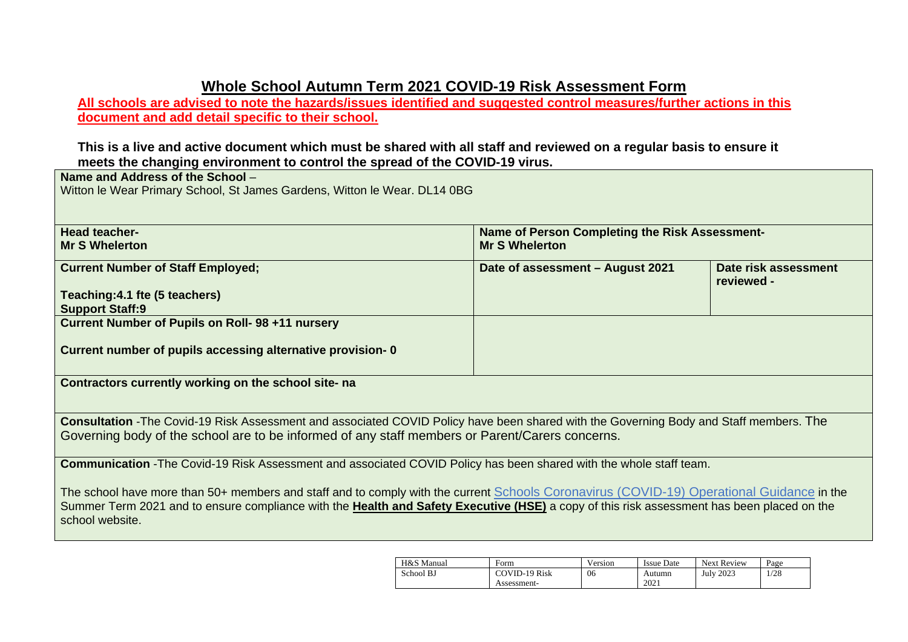# Whole School Autumn Term 2021 COVID-19 Risk Assessment Form

**All schools are advised to note the hazards/issues identified and suggested control measures/further actions in this document and add detail specific to their school.**

**This is a live and active document which must be shared with all staff and reviewed on a regular basis to ensure it meets the changing environment to control the spread of the COVID-19 virus.**

| | | |
|---|---|---|
| **Name and Address of the School** – <br>Witton le Wear Primary School, St James Gardens, Witton le Wear. DL14 0BG | | |
| **Head teacher-** <br>**Mr S Whelerton** | **Name of Person Completing the Risk Assessment-** <br>**Mr S Whelerton** | |
| **Current Number of Staff Employed;** <br><br>**Teaching:4.1 fte (5 teachers)** <br>**Support Staff:9** | **Date of assessment – August 2021** | **Date risk assessment reviewed -** |
| **Current Number of Pupils on Roll- 98 +11 nursery** <br><br>**Current number of pupils accessing alternative provision- 0** | | |
| **Contractors currently working on the school site- na** | | |
| **Consultation** -The Covid-19 Risk Assessment and associated COVID Policy have been shared with the Governing Body and Staff members. The Governing body of the school are to be informed of any staff members or Parent/Carers concerns. | | |
| **Communication** -The Covid-19 Risk Assessment and associated COVID Policy has been shared with the whole staff team. <br><br>The school have more than 50+ members and staff and to comply with the current Schools Coronavirus (COVID-19) Operational Guidance in the Summer Term 2021 and to ensure compliance with the **Health and Safety Executive (HSE)** a copy of this risk assessment has been placed on the school website. | | |

| H&S Manual | Form | Version | Issue Date | Next Review |
|---|---|---|---|---|
| School BJ | COVID-19 Risk Assessment- | 06 | Autumn 2021 | July 2023 |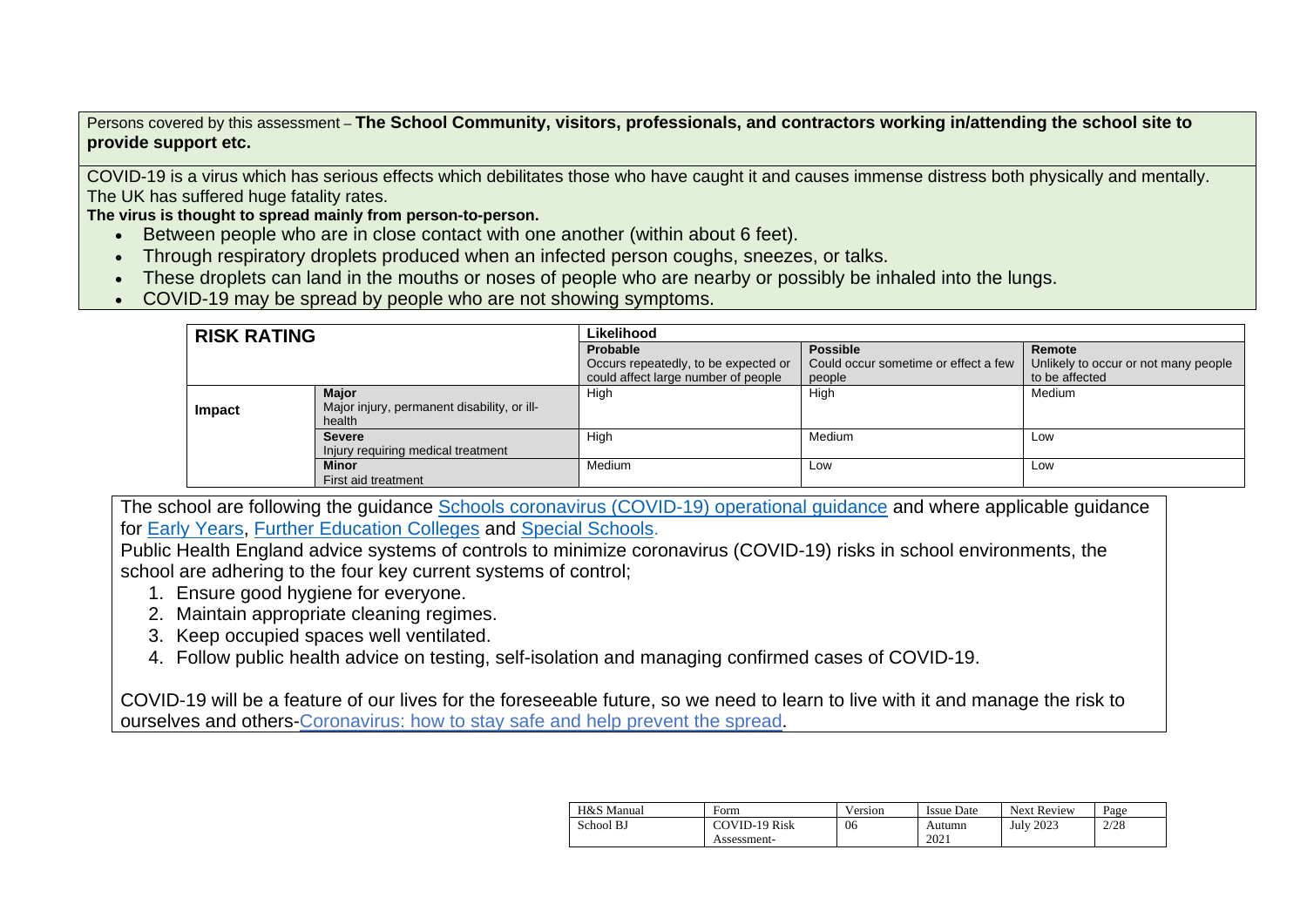Persons covered by this assessment – **The School Community, visitors, professionals, and contractors working in/attending the school site to provide support etc.**

COVID-19 is a virus which has serious effects which debilitates those who have caught it and causes immense distress both physically and mentally. The UK has suffered huge fatality rates.

**The virus is thought to spread mainly from person-to-person.**

- Between people who are in close contact with one another (within about 6 feet).
- Through respiratory droplets produced when an infected person coughs, sneezes, or talks.
- These droplets can land in the mouths or noses of people who are nearby or possibly be inhaled into the lungs.
- COVID-19 may be spread by people who are not showing symptoms.

| **RISK RATING** | | **Likelihood** | | |
|---|---|---|---|---|
| | | **Probable** Occurs repeatedly, to be expected or could affect large number of people | **Possible** Could occur sometime or effect a few people | **Remote** Unlikely to occur or not many people to be affected |
| **Impact** | **Major** Major injury, permanent disability, or ill-health | High | High | Medium |
| | **Severe** Injury requiring medical treatment | High | Medium | Low |
| | **Minor** First aid treatment | Medium | Low | Low |

The school are following the guidance Schools coronavirus (COVID-19) operational guidance and where applicable guidance for Early Years, Further Education Colleges and Special Schools.

Public Health England advice systems of controls to minimize coronavirus (COVID-19) risks in school environments, the school are adhering to the four key current systems of control;

1. Ensure good hygiene for everyone.
2. Maintain appropriate cleaning regimes.
3. Keep occupied spaces well ventilated.
4. Follow public health advice on testing, self-isolation and managing confirmed cases of COVID-19.

COVID-19 will be a feature of our lives for the foreseeable future, so we need to learn to live with it and manage the risk to ourselves and others-Coronavirus: how to stay safe and help prevent the spread.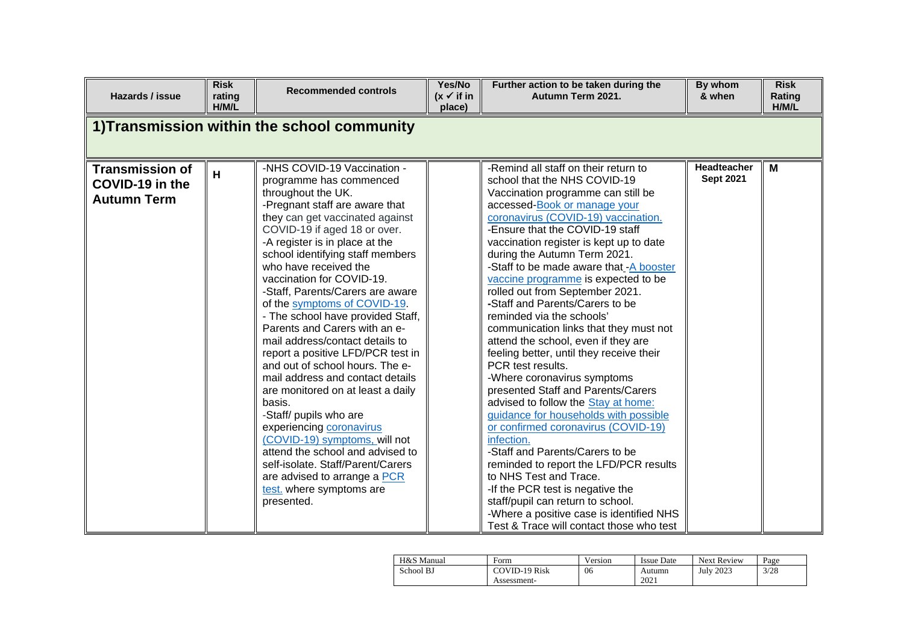| Hazards / issue | Risk rating H/M/L | Recommended controls | Yes/No (x ✓ if in place) | Further action to be taken during the Autumn Term 2021. | By whom & when | Risk Rating H/M/L |
|---|---|---|---|---|---|---|
| **1)Transmission within the school community** | | | | | | |
| **Transmission of COVID-19 in the Autumn Term** | H | -NHS COVID-19 Vaccination - programme has commenced throughout the UK.<br>-Pregnant staff are aware that they can get vaccinated against COVID-19 if aged 18 or over.<br>-A register is in place at the school identifying staff members who have received the vaccination for COVID-19.<br>-Staff, Parents/Carers are aware of the symptoms of COVID-19.<br>- The school have provided Staff, Parents and Carers with an e-mail address/contact details to report a positive LFD/PCR test in and out of school hours. The e-mail address and contact details are monitored on at least a daily basis.<br>-Staff/ pupils who are experiencing coronavirus (COVID-19) symptoms, will not attend the school and advised to self-isolate. Staff/Parent/Carers are advised to arrange a PCR test. where symptoms are presented. | | -Remind all staff on their return to school that the NHS COVID-19 Vaccination programme can still be accessed-Book or manage your coronavirus (COVID-19) vaccination.<br>-Ensure that the COVID-19 staff vaccination register is kept up to date during the Autumn Term 2021.<br>-Staff to be made aware that -A booster vaccine programme is expected to be rolled out from September 2021.<br>-Staff and Parents/Carers to be reminded via the schools' communication links that they must not attend the school, even if they are feeling better, until they receive their PCR test results.<br>-Where coronavirus symptoms presented Staff and Parents/Carers advised to follow the Stay at home: guidance for households with possible or confirmed coronavirus (COVID-19) infection.<br>-Staff and Parents/Carers to be reminded to report the LFD/PCR results to NHS Test and Trace.<br>-If the PCR test is negative the staff/pupil can return to school.<br>-Where a positive case is identified NHS Test & Trace will contact those who test | **Headteacher Sept 2021** | **M** |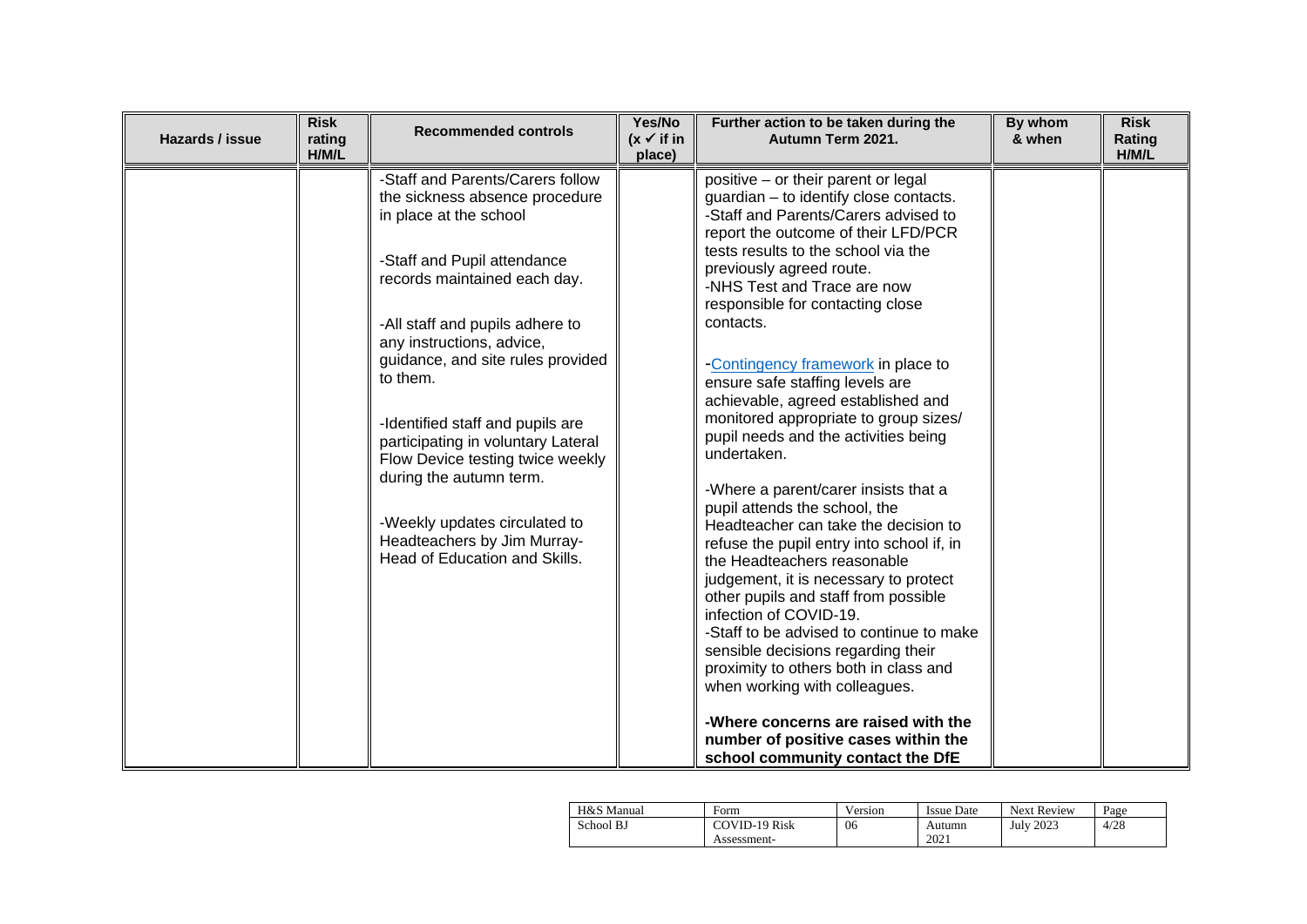| Hazards / issue | Risk rating H/M/L | Recommended controls | Yes/No (x ✓ if in place) | Further action to be taken during the Autumn Term 2021. | By whom & when | Risk Rating H/M/L |
|---|---|---|---|---|---|---|
| | | -Staff and Parents/Carers follow the sickness absence procedure in place at the school<br><br>-Staff and Pupil attendance records maintained each day.<br><br>-All staff and pupils adhere to any instructions, advice, guidance, and site rules provided to them.<br><br>-Identified staff and pupils are participating in voluntary Lateral Flow Device testing twice weekly during the autumn term.<br><br>-Weekly updates circulated to Headteachers by Jim Murray- Head of Education and Skills. | | positive – or their parent or legal guardian – to identify close contacts.<br>-Staff and Parents/Carers advised to report the outcome of their LFD/PCR tests results to the school via the previously agreed route.<br>-NHS Test and Trace are now responsible for contacting close contacts.<br><br>-Contingency framework in place to ensure safe staffing levels are achievable, agreed established and monitored appropriate to group sizes/ pupil needs and the activities being undertaken.<br><br>-Where a parent/carer insists that a pupil attends the school, the Headteacher can take the decision to refuse the pupil entry into school if, in the Headteachers reasonable judgement, it is necessary to protect other pupils and staff from possible infection of COVID-19.<br>-Staff to be advised to continue to make sensible decisions regarding their proximity to others both in class and when working with colleagues.<br><br>**-Where concerns are raised with the number of positive cases within the school community contact the DfE** | | |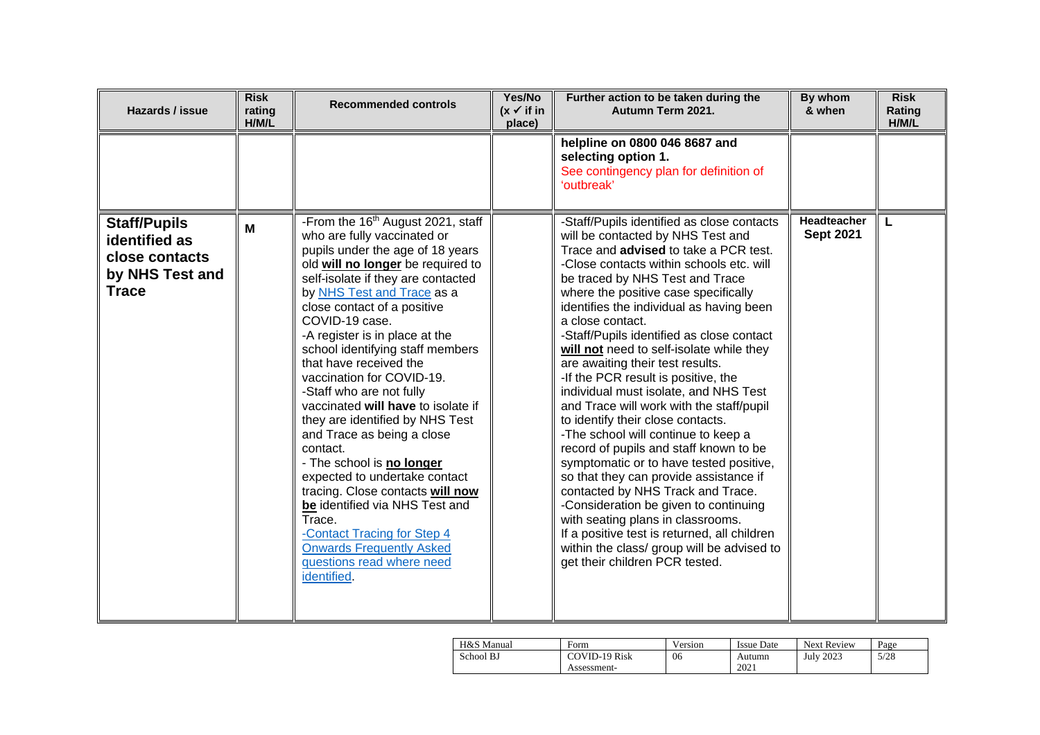| Hazards / issue | Risk rating H/M/L | Recommended controls | Yes/No (x ✓ if in place) | Further action to be taken during the Autumn Term 2021. | By whom & when | Risk Rating H/M/L |
|---|---|---|---|---|---|---|
| | | | | **helpline on 0800 046 8687 and selecting option 1.** See contingency plan for definition of 'outbreak' | | |
| **Staff/Pupils identified as close contacts by NHS Test and Trace** | **M** | -From the 16th August 2021, staff who are fully vaccinated or pupils under the age of 18 years old **will no longer** be required to self-isolate if they are contacted by NHS Test and Trace as a close contact of a positive COVID-19 case.<br>-A register is in place at the school identifying staff members that have received the vaccination for COVID-19.<br>-Staff who are not fully vaccinated **will have** to isolate if they are identified by NHS Test and Trace as being a close contact.<br>- The school is **no longer** expected to undertake contact tracing. Close contacts **will now be** identified via NHS Test and Trace.<br>-Contact Tracing for Step 4 Onwards Frequently Asked questions read where need identified. | | -Staff/Pupils identified as close contacts will be contacted by NHS Test and Trace and **advised** to take a PCR test.<br>-Close contacts within schools etc. will be traced by NHS Test and Trace where the positive case specifically identifies the individual as having been a close contact.<br>-Staff/Pupils identified as close contact **will not** need to self-isolate while they are awaiting their test results.<br>-If the PCR result is positive, the individual must isolate, and NHS Test and Trace will work with the staff/pupil to identify their close contacts.<br>-The school will continue to keep a record of pupils and staff known to be symptomatic or to have tested positive, so that they can provide assistance if contacted by NHS Track and Trace.<br>-Consideration be given to continuing with seating plans in classrooms.<br>If a positive test is returned, all children within the class/ group will be advised to get their children PCR tested. | **Headteacher Sept 2021** | **L** |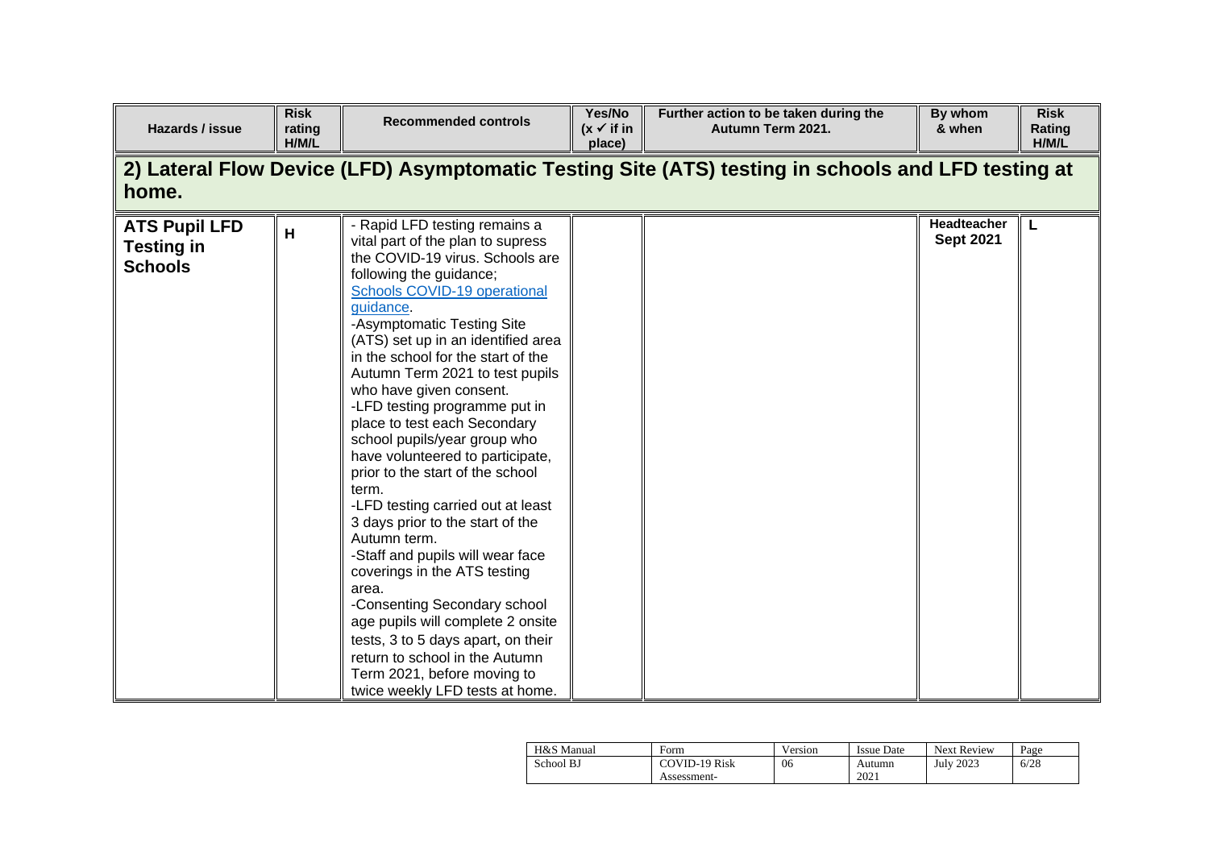| Hazards / issue | Risk rating H/M/L | Recommended controls | Yes/No (x ✓ if in place) | Further action to be taken during the Autumn Term 2021. | By whom & when | Risk Rating H/M/L |
|---|---|---|---|---|---|---|
| **2) Lateral Flow Device (LFD) Asymptomatic Testing Site (ATS) testing in schools and LFD testing at home.** | | | | | | |
| **ATS Pupil LFD Testing in Schools** | **H** | - Rapid LFD testing remains a vital part of the plan to supress the COVID-19 virus. Schools are following the guidance; [Schools COVID-19 operational guidance](). <br>-Asymptomatic Testing Site (ATS) set up in an identified area in the school for the start of the Autumn Term 2021 to test pupils who have given consent. <br>-LFD testing programme put in place to test each Secondary school pupils/year group who have volunteered to participate, prior to the start of the school term. <br>-LFD testing carried out at least 3 days prior to the start of the Autumn term. <br>-Staff and pupils will wear face coverings in the ATS testing area. <br>-Consenting Secondary school age pupils will complete 2 onsite tests, 3 to 5 days apart, on their return to school in the Autumn Term 2021, before moving to twice weekly LFD tests at home. | | | **Headteacher Sept 2021** | **L** |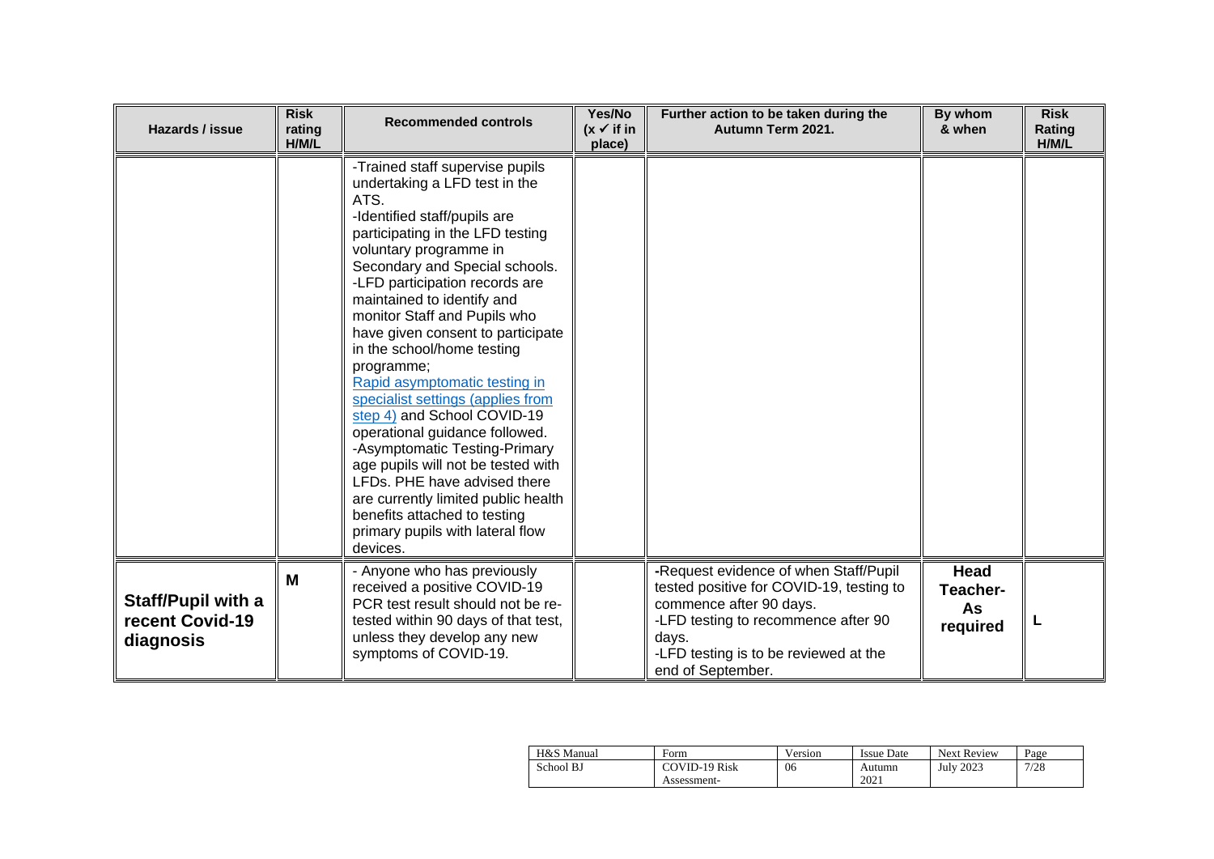| Hazards / issue | Risk rating H/M/L | Recommended controls | Yes/No (x ✓ if in place) | Further action to be taken during the Autumn Term 2021. | By whom & when | Risk Rating H/M/L |
|---|---|---|---|---|---|---|
| | | -Trained staff supervise pupils undertaking a LFD test in the ATS.<br>-Identified staff/pupils are participating in the LFD testing voluntary programme in Secondary and Special schools.<br>-LFD participation records are maintained to identify and monitor Staff and Pupils who have given consent to participate in the school/home testing programme;<br>[Rapid asymptomatic testing in specialist settings (applies from step 4)] and School COVID-19 operational guidance followed.<br>-Asymptomatic Testing-Primary age pupils will not be tested with LFDs. PHE have advised there are currently limited public health benefits attached to testing primary pupils with lateral flow devices. | | | | |
| **Staff/Pupil with a recent Covid-19 diagnosis** | **M** | - Anyone who has previously received a positive COVID-19 PCR test result should not be re-tested within 90 days of that test, unless they develop any new symptoms of COVID-19. | | -Request evidence of when Staff/Pupil tested positive for COVID-19, testing to commence after 90 days.<br>-LFD testing to recommence after 90 days.<br>-LFD testing is to be reviewed at the end of September. | **Head Teacher- As required** | **L** |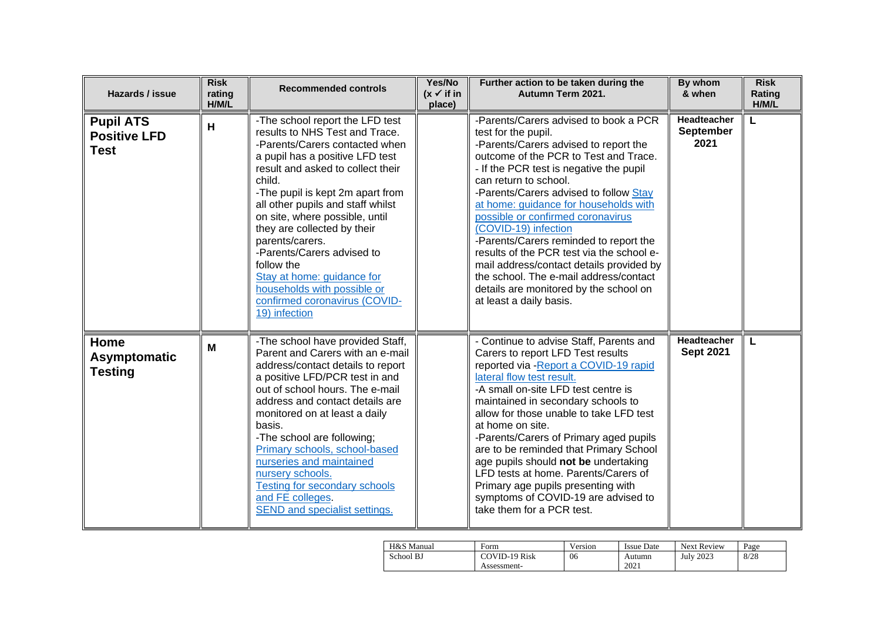| Hazards / issue | Risk rating H/M/L | Recommended controls | Yes/No (x ✓ if in place) | Further action to be taken during the Autumn Term 2021. | By whom & when | Risk Rating H/M/L |
|---|---|---|---|---|---|---|
| **Pupil ATS Positive LFD Test** | **H** | -The school report the LFD test results to NHS Test and Trace.<br>-Parents/Carers contacted when a pupil has a positive LFD test result and asked to collect their child.<br>-The pupil is kept 2m apart from all other pupils and staff whilst on site, where possible, until they are collected by their parents/carers.<br>-Parents/Carers advised to follow the Stay at home: guidance for households with possible or confirmed coronavirus (COVID-19) infection | | -Parents/Carers advised to book a PCR test for the pupil.<br>-Parents/Carers advised to report the outcome of the PCR to Test and Trace.<br>- If the PCR test is negative the pupil can return to school.<br>-Parents/Carers advised to follow Stay at home: guidance for households with possible or confirmed coronavirus (COVID-19) infection<br>-Parents/Carers reminded to report the results of the PCR test via the school e-mail address/contact details provided by the school. The e-mail address/contact details are monitored by the school on at least a daily basis. | **Headteacher September 2021** | **L** |
| **Home Asymptomatic Testing** | **M** | -The school have provided Staff, Parent and Carers with an e-mail address/contact details to report a positive LFD/PCR test in and out of school hours. The e-mail address and contact details are monitored on at least a daily basis.<br>-The school are following; Primary schools, school-based nurseries and maintained nursery schools. Testing for secondary schools and FE colleges. SEND and specialist settings. | | - Continue to advise Staff, Parents and Carers to report LFD Test results reported via -Report a COVID-19 rapid lateral flow test result.<br>-A small on-site LFD test centre is maintained in secondary schools to allow for those unable to take LFD test at home on site.<br>-Parents/Carers of Primary aged pupils are to be reminded that Primary School age pupils should **not be** undertaking LFD tests at home. Parents/Carers of Primary age pupils presenting with symptoms of COVID-19 are advised to take them for a PCR test. | **Headteacher Sept 2021** | **L** |

| H&S Manual | Form | Version | Issue Date | Next Review | Page |
|---|---|---|---|---|---|
| School BJ | COVID-19 Risk Assessment- | 06 | Autumn 2021 | July 2023 | 8/28 |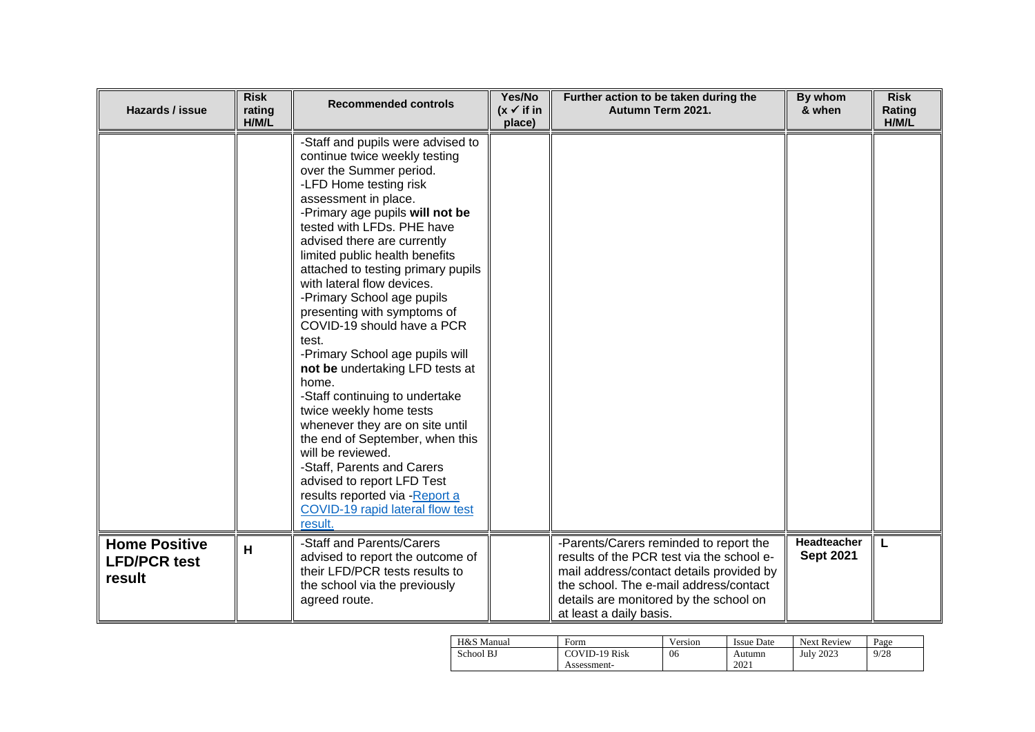| Hazards / issue | Risk rating H/M/L | Recommended controls | Yes/No (x ✓ if in place) | Further action to be taken during the Autumn Term 2021. | By whom & when | Risk Rating H/M/L |
|---|---|---|---|---|---|---|
| | | -Staff and pupils were advised to continue twice weekly testing over the Summer period.<br>-LFD Home testing risk assessment in place.<br>-Primary age pupils **will not be** tested with LFDs. PHE have advised there are currently limited public health benefits attached to testing primary pupils with lateral flow devices.<br>-Primary School age pupils presenting with symptoms of COVID-19 should have a PCR test.<br>-Primary School age pupils will **not be** undertaking LFD tests at home.<br>-Staff continuing to undertake twice weekly home tests whenever they are on site until the end of September, when this will be reviewed.<br>-Staff, Parents and Carers advised to report LFD Test results reported via -Report a COVID-19 rapid lateral flow test result. | | | | |
| **Home Positive LFD/PCR test result** | **H** | -Staff and Parents/Carers advised to report the outcome of their LFD/PCR tests results to the school via the previously agreed route. | | -Parents/Carers reminded to report the results of the PCR test via the school e-mail address/contact details provided by the school. The e-mail address/contact details are monitored by the school on at least a daily basis. | **Headteacher Sept 2021** | **L** |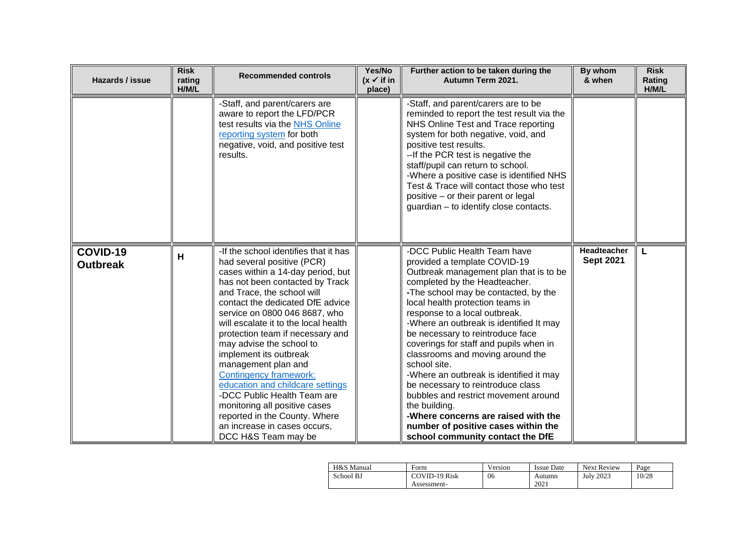| Hazards / issue | Risk rating H/M/L | Recommended controls | Yes/No (x ✓ if in place) | Further action to be taken during the Autumn Term 2021. | By whom & when | Risk Rating H/M/L |
|---|---|---|---|---|---|---|
| | | -Staff, and parent/carers are aware to report the LFD/PCR test results via the [NHS Online reporting system](NHS Online reporting system) for both negative, void, and positive test results. | | -Staff, and parent/carers are to be reminded to report the test result via the NHS Online Test and Trace reporting system for both negative, void, and positive test results.<br>--If the PCR test is negative the staff/pupil can return to school.<br>-Where a positive case is identified NHS Test & Trace will contact those who test positive – or their parent or legal guardian – to identify close contacts. | | |
| **COVID-19 Outbreak** | **H** | -If the school identifies that it has had several positive (PCR) cases within a 14-day period, but has not been contacted by Track and Trace, the school will contact the dedicated DfE advice service on 0800 046 8687, who will escalate it to the local health protection team if necessary and may advise the school to implement its outbreak management plan and [Contingency framework: education and childcare settings](Contingency framework: education and childcare settings)<br>-DCC Public Health Team are monitoring all positive cases reported in the County. Where an increase in cases occurs, DCC H&S Team may be | | -DCC Public Health Team have provided a template COVID-19 Outbreak management plan that is to be completed by the Headteacher.<br>-The school may be contacted, by the local health protection teams in response to a local outbreak.<br>-Where an outbreak is identified It may be necessary to reintroduce face coverings for staff and pupils when in classrooms and moving around the school site.<br>-Where an outbreak is identified it may be necessary to reintroduce class bubbles and restrict movement around the building.<br>**-Where concerns are raised with the number of positive cases within the school community contact the DfE** | **Headteacher Sept 2021** | **L** |

| H&S Manual | Form | Version | Issue Date | Next Review | Page |
|---|---|---|---|---|---|
| School BJ | COVID-19 Risk Assessment- | 06 | Autumn 2021 | July 2023 | 10/28 |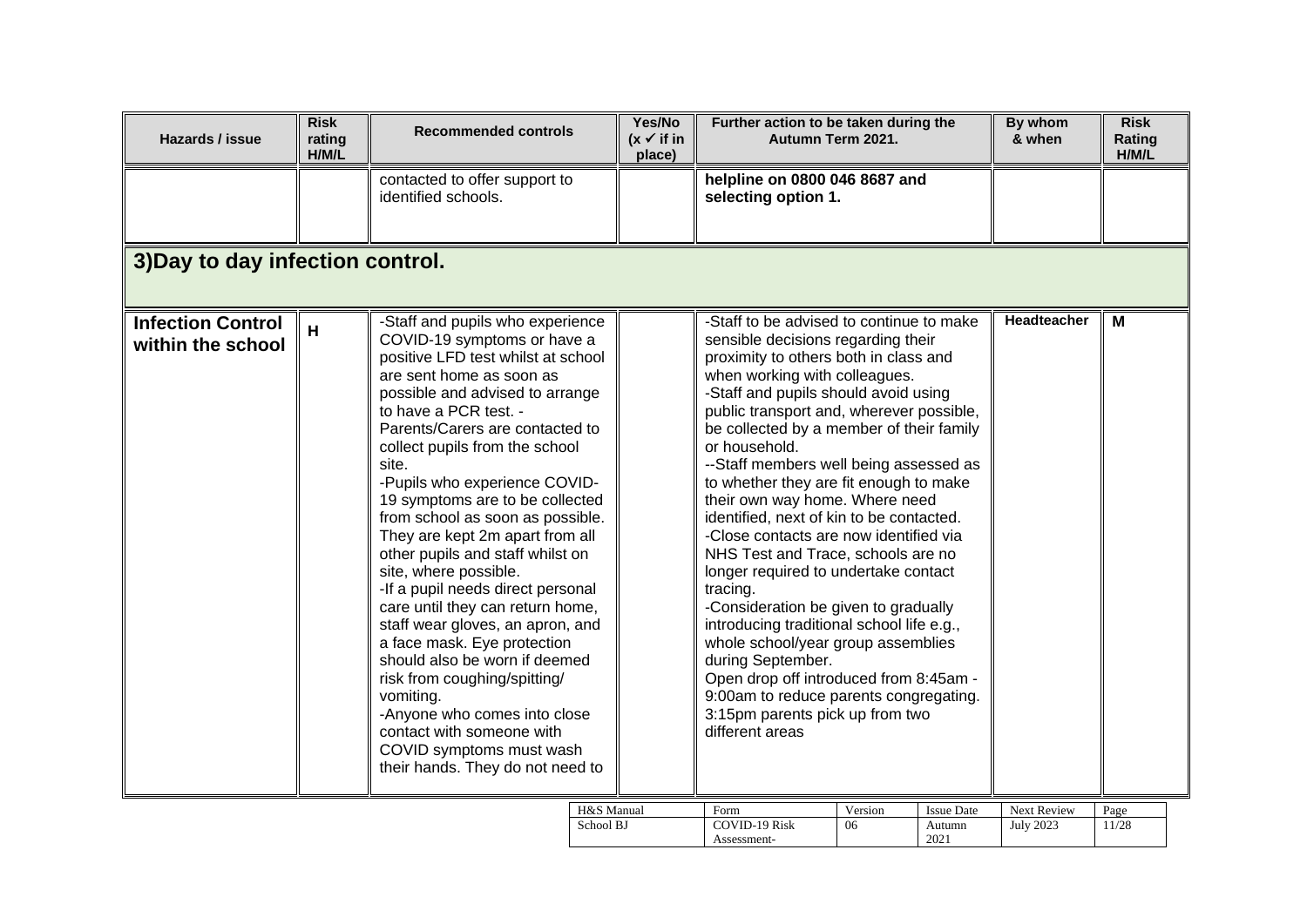| Hazards / issue | Risk rating H/M/L | Recommended controls | Yes/No (x ✓ if in place) | Further action to be taken during the Autumn Term 2021. | By whom & when | Risk Rating H/M/L |
|---|---|---|---|---|---|---|
| | | contacted to offer support to identified schools. | | **helpline on 0800 046 8687 and selecting option 1.** | | |
| **3)Day to day infection control.** | | | | | | |
| **Infection Control within the school** | **H** | -Staff and pupils who experience COVID-19 symptoms or have a positive LFD test whilst at school are sent home as soon as possible and advised to arrange to have a PCR test. - Parents/Carers are contacted to collect pupils from the school site. -Pupils who experience COVID-19 symptoms are to be collected from school as soon as possible. They are kept 2m apart from all other pupils and staff whilst on site, where possible. -If a pupil needs direct personal care until they can return home, staff wear gloves, an apron, and a face mask. Eye protection should also be worn if deemed risk from coughing/spitting/ vomiting. -Anyone who comes into close contact with someone with COVID symptoms must wash their hands. They do not need to | | -Staff to be advised to continue to make sensible decisions regarding their proximity to others both in class and when working with colleagues. -Staff and pupils should avoid using public transport and, wherever possible, be collected by a member of their family or household. --Staff members well being assessed as to whether they are fit enough to make their own way home. Where need identified, next of kin to be contacted. -Close contacts are now identified via NHS Test and Trace, schools are no longer required to undertake contact tracing. -Consideration be given to gradually introducing traditional school life e.g., whole school/year group assemblies during September. Open drop off introduced from 8:45am - 9:00am to reduce parents congregating. 3:15pm parents pick up from two different areas | **Headteacher** | **M** |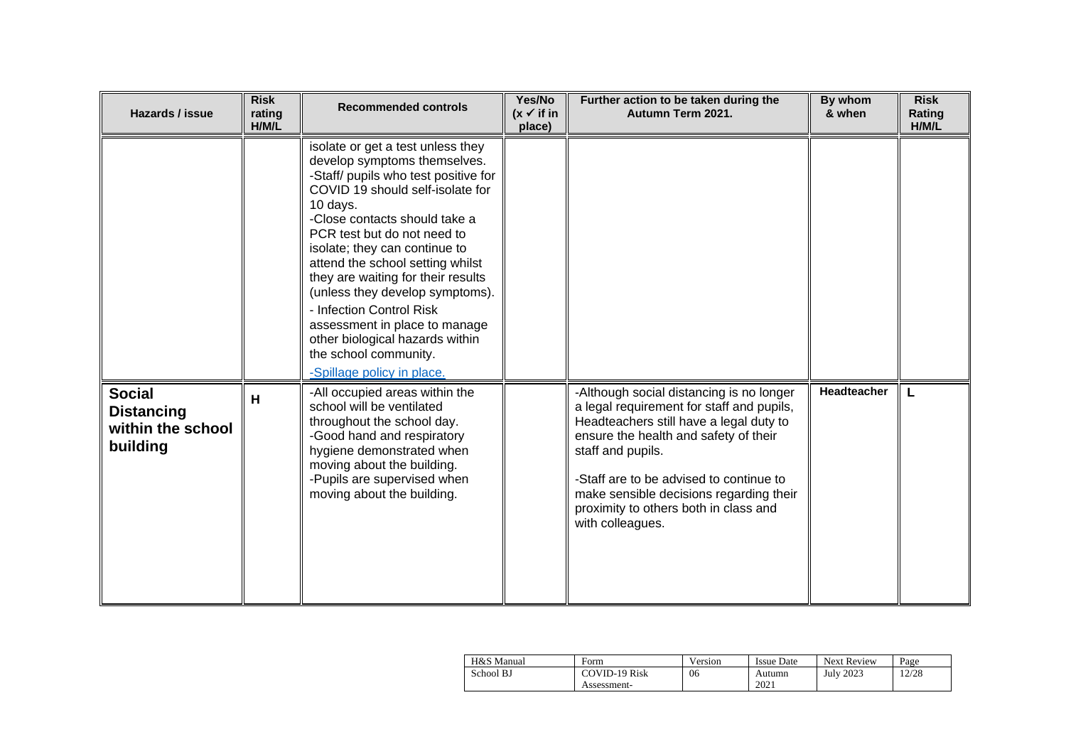| Hazards / issue | Risk rating H/M/L | Recommended controls | Yes/No (x ✓ if in place) | Further action to be taken during the Autumn Term 2021. | By whom & when | Risk Rating H/M/L |
|---|---|---|---|---|---|---|
| | | isolate or get a test unless they develop symptoms themselves.<br>-Staff/ pupils who test positive for COVID 19 should self-isolate for 10 days.<br>-Close contacts should take a PCR test but do not need to isolate; they can continue to attend the school setting whilst they are waiting for their results (unless they develop symptoms).<br>- Infection Control Risk assessment in place to manage other biological hazards within the school community.<br>-Spillage policy in place. | | | | |
| **Social Distancing within the school building** | **H** | -All occupied areas within the school will be ventilated throughout the school day.<br>-Good hand and respiratory hygiene demonstrated when moving about the building.<br>-Pupils are supervised when moving about the building. | | -Although social distancing is no longer a legal requirement for staff and pupils, Headteachers still have a legal duty to ensure the health and safety of their staff and pupils.<br><br>-Staff are to be advised to continue to make sensible decisions regarding their proximity to others both in class and with colleagues. | **Headteacher** | **L** |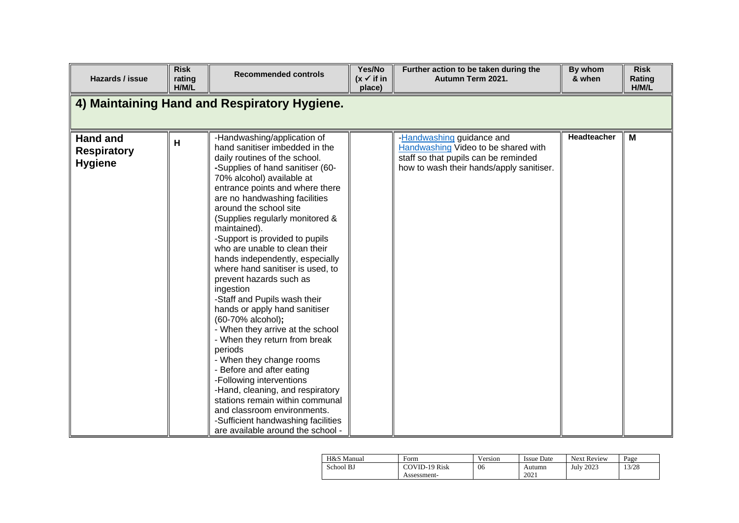| Hazards / issue | Risk rating H/M/L | Recommended controls | Yes/No (x ✓ if in place) | Further action to be taken during the Autumn Term 2021. | By whom & when | Risk Rating H/M/L |
|---|---|---|---|---|---|---|
| **4) Maintaining Hand and Respiratory Hygiene.** | | | | | | |
| **Hand and Respiratory Hygiene** | H | -Handwashing/application of hand sanitiser imbedded in the daily routines of the school.<br>-Supplies of hand sanitiser (60-70% alcohol) available at entrance points and where there are no handwashing facilities around the school site (Supplies regularly monitored & maintained).<br>-Support is provided to pupils who are unable to clean their hands independently, especially where hand sanitiser is used, to prevent hazards such as ingestion<br>-Staff and Pupils wash their hands or apply hand sanitiser (60-70% alcohol)**;**<br>- When they arrive at the school<br>- When they return from break periods<br>- When they change rooms<br>- Before and after eating<br>-Following interventions<br>-Hand, cleaning, and respiratory stations remain within communal and classroom environments.<br>-Sufficient handwashing facilities are available around the school - | | -Handwashing guidance and Handwashing Video to be shared with staff so that pupils can be reminded how to wash their hands/apply sanitiser. | **Headteacher** | **M** |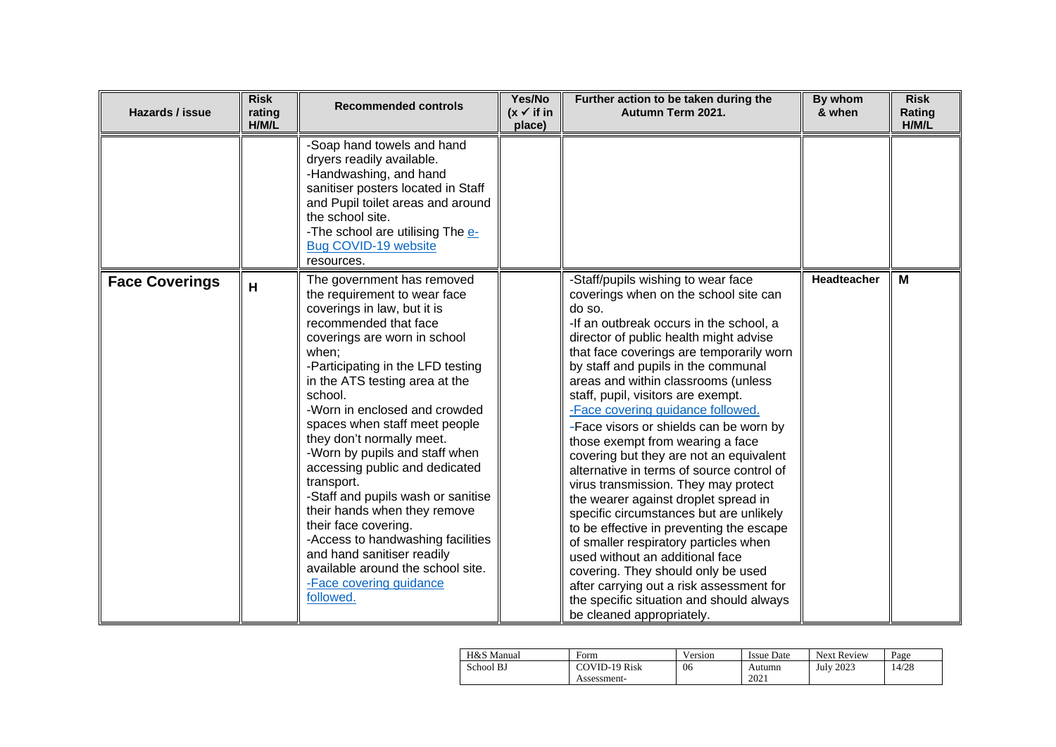| Hazards / issue | Risk rating H/M/L | Recommended controls | Yes/No (x ✓ if in place) | Further action to be taken during the Autumn Term 2021. | By whom & when | Risk Rating H/M/L |
|---|---|---|---|---|---|---|
| | | -Soap hand towels and hand dryers readily available.<br>-Handwashing, and hand sanitiser posters located in Staff and Pupil toilet areas and around the school site.<br>-The school are utilising The e-Bug COVID-19 website resources. | | | | |
| **Face Coverings** | **H** | The government has removed the requirement to wear face coverings in law, but it is recommended that face coverings are worn in school when;<br>-Participating in the LFD testing in the ATS testing area at the school.<br>-Worn in enclosed and crowded spaces when staff meet people they don't normally meet.<br>-Worn by pupils and staff when accessing public and dedicated transport.<br>-Staff and pupils wash or sanitise their hands when they remove their face covering.<br>-Access to handwashing facilities and hand sanitiser readily available around the school site.<br>-Face covering guidance followed. | | -Staff/pupils wishing to wear face coverings when on the school site can do so.<br>-If an outbreak occurs in the school, a director of public health might advise that face coverings are temporarily worn by staff and pupils in the communal areas and within classrooms (unless staff, pupil, visitors are exempt.<br>-Face covering guidance followed.<br>-Face visors or shields can be worn by those exempt from wearing a face covering but they are not an equivalent alternative in terms of source control of virus transmission. They may protect the wearer against droplet spread in specific circumstances but are unlikely to be effective in preventing the escape of smaller respiratory particles when used without an additional face covering. They should only be used after carrying out a risk assessment for the specific situation and should always be cleaned appropriately. | **Headteacher** | **M** |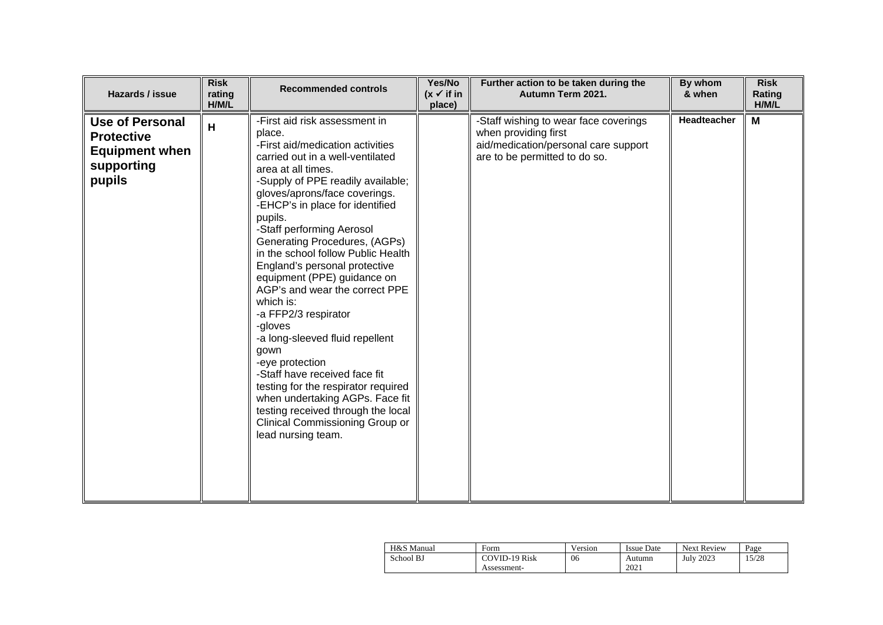| Hazards / issue | Risk rating H/M/L | Recommended controls | Yes/No (x ✓ if in place) | Further action to be taken during the Autumn Term 2021. | By whom & when | Risk Rating H/M/L |
|---|---|---|---|---|---|---|
| **Use of Personal Protective Equipment when supporting pupils** | **H** | -First aid risk assessment in place.<br>-First aid/medication activities carried out in a well-ventilated area at all times.<br>-Supply of PPE readily available; gloves/aprons/face coverings.<br>-EHCP's in place for identified pupils.<br>-Staff performing Aerosol Generating Procedures, (AGPs) in the school follow Public Health England's personal protective equipment (PPE) guidance on AGP's and wear the correct PPE which is:<br>-a FFP2/3 respirator<br>-gloves<br>-a long-sleeved fluid repellent gown<br>-eye protection<br>-Staff have received face fit testing for the respirator required when undertaking AGPs. Face fit testing received through the local Clinical Commissioning Group or lead nursing team. | | -Staff wishing to wear face coverings when providing first aid/medication/personal care support are to be permitted to do so. | **Headteacher** | **M** |

| H&S Manual | Form | Version | Issue Date | Next Review |
|---|---|---|---|---|
| School BJ | COVID-19 Risk Assessment- | 06 | Autumn 2021 | July 2023 |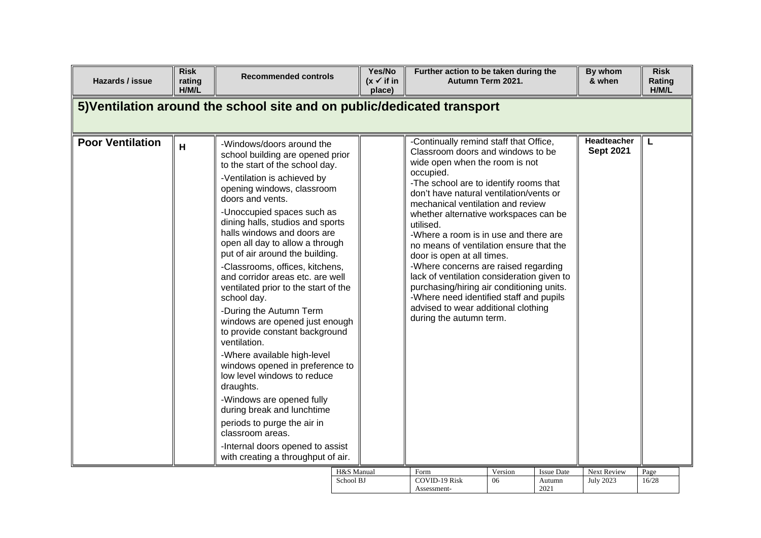| Hazards / issue | Risk rating H/M/L | Recommended controls | Yes/No (x ✓ if in place) | Further action to be taken during the Autumn Term 2021. | By whom & when | Risk Rating H/M/L |
|---|---|---|---|---|---|---|
| **5)Ventilation around the school site and on public/dedicated transport** | | | | | | |
| **Poor Ventilation** | **H** | -Windows/doors around the school building are opened prior to the start of the school day.<br>-Ventilation is achieved by opening windows, classroom doors and vents.<br>-Unoccupied spaces such as dining halls, studios and sports halls windows and doors are open all day to allow a through put of air around the building.<br>-Classrooms, offices, kitchens, and corridor areas etc. are well ventilated prior to the start of the school day.<br>-During the Autumn Term windows are opened just enough to provide constant background ventilation.<br>-Where available high-level windows opened in preference to low level windows to reduce draughts.<br>-Windows are opened fully during break and lunchtime periods to purge the air in classroom areas.<br>-Internal doors opened to assist with creating a throughput of air. | | -Continually remind staff that Office, Classroom doors and windows to be wide open when the room is not occupied.<br>-The school are to identify rooms that don't have natural ventilation/vents or mechanical ventilation and review whether alternative workspaces can be utilised.<br>-Where a room is in use and there are no means of ventilation ensure that the door is open at all times.<br>-Where concerns are raised regarding lack of ventilation consideration given to purchasing/hiring air conditioning units.<br>-Where need identified staff and pupils advised to wear additional clothing during the autumn term. | **Headteacher Sept 2021** | **L** |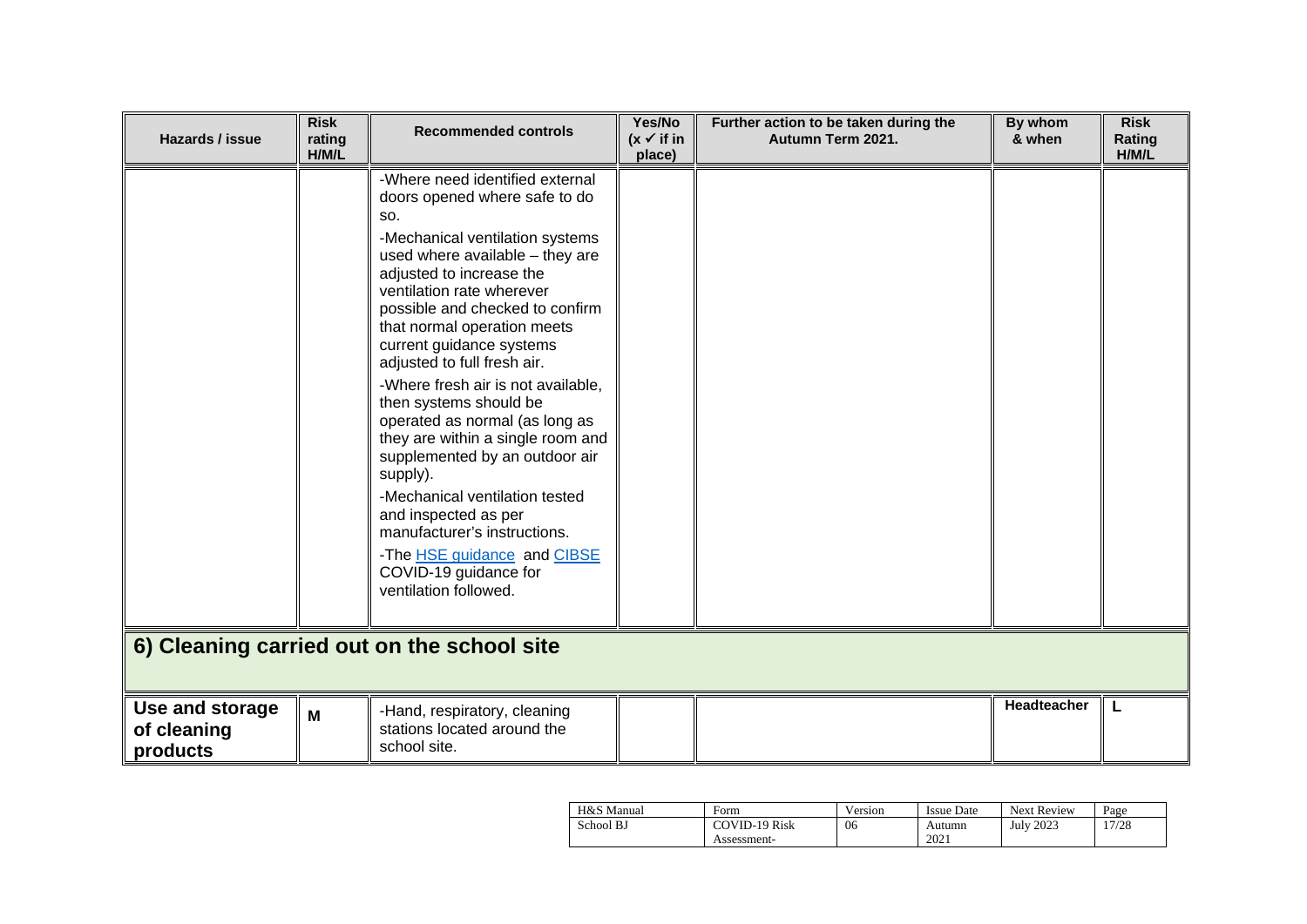| Hazards / issue | Risk rating H/M/L | Recommended controls | Yes/No (x ✓ if in place) | Further action to be taken during the Autumn Term 2021. | By whom & when | Risk Rating H/M/L |
|---|---|---|---|---|---|---|
| | | -Where need identified external doors opened where safe to do so.<br>-Mechanical ventilation systems used where available – they are adjusted to increase the ventilation rate wherever possible and checked to confirm that normal operation meets current guidance systems adjusted to full fresh air.<br>-Where fresh air is not available, then systems should be operated as normal (as long as they are within a single room and supplemented by an outdoor air supply).<br>-Mechanical ventilation tested and inspected as per manufacturer's instructions.<br>-The HSE guidance and CIBSE COVID-19 guidance for ventilation followed. | | | | |
| **6) Cleaning carried out on the school site** | | | | | | |
| **Use and storage of cleaning products** | **M** | -Hand, respiratory, cleaning stations located around the school site. | | | **Headteacher** | **L** |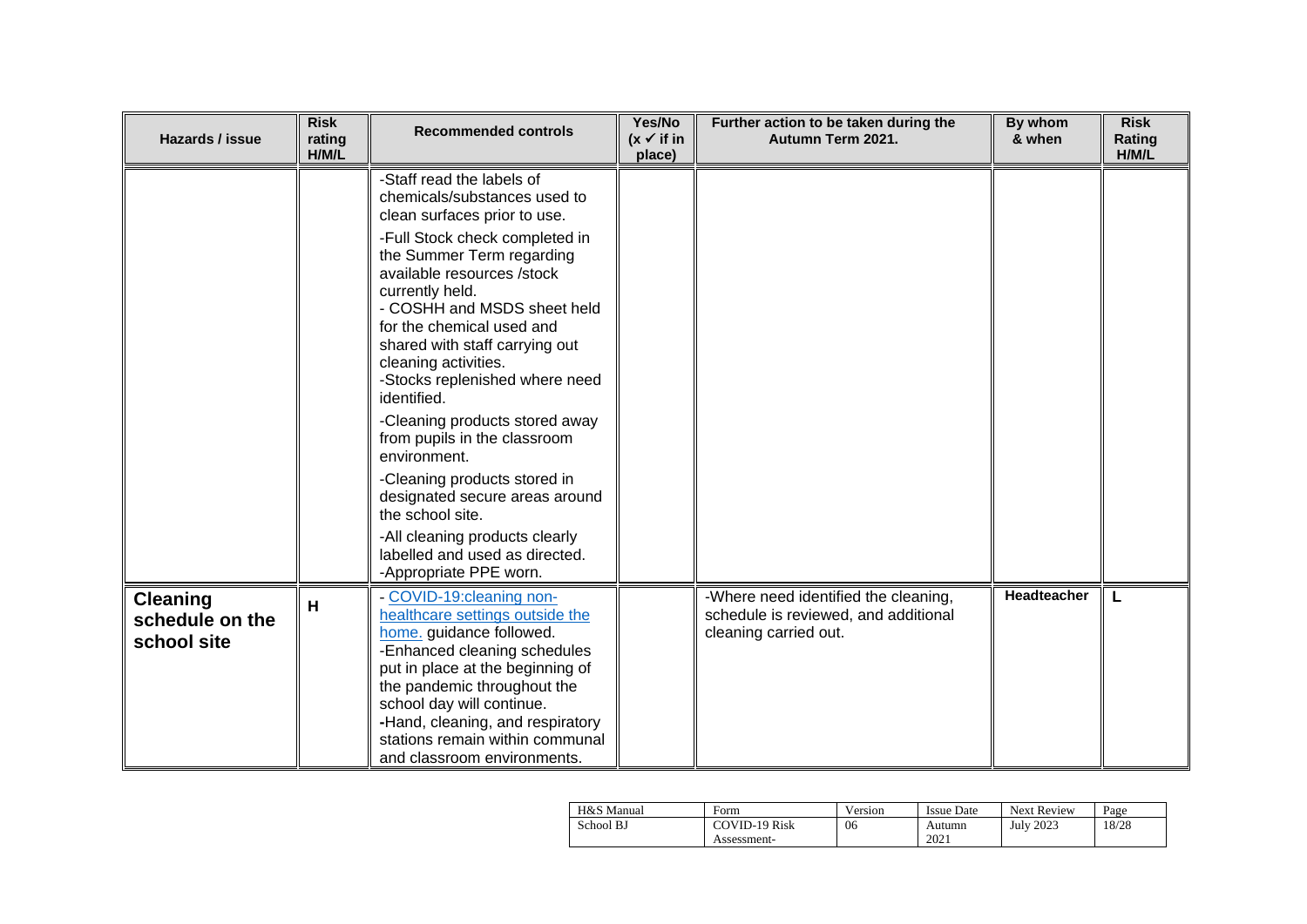| Hazards / issue | Risk rating H/M/L | Recommended controls | Yes/No (x ✓ if in place) | Further action to be taken during the Autumn Term 2021. | By whom & when | Risk Rating H/M/L |
|---|---|---|---|---|---|---|
| | | -Staff read the labels of chemicals/substances used to clean surfaces prior to use.<br>-Full Stock check completed in the Summer Term regarding available resources /stock currently held.<br>- COSHH and MSDS sheet held for the chemical used and shared with staff carrying out cleaning activities.<br>-Stocks replenished where need identified.<br>-Cleaning products stored away from pupils in the classroom environment.<br>-Cleaning products stored in designated secure areas around the school site.<br>-All cleaning products clearly labelled and used as directed.<br>-Appropriate PPE worn. | | | | |
| **Cleaning schedule on the school site** | **H** | - COVID-19:cleaning non-healthcare settings outside the home. guidance followed.<br>-Enhanced cleaning schedules put in place at the beginning of the pandemic throughout the school day will continue.<br>-Hand, cleaning, and respiratory stations remain within communal and classroom environments. | | -Where need identified the cleaning, schedule is reviewed, and additional cleaning carried out. | **Headteacher** | **L** |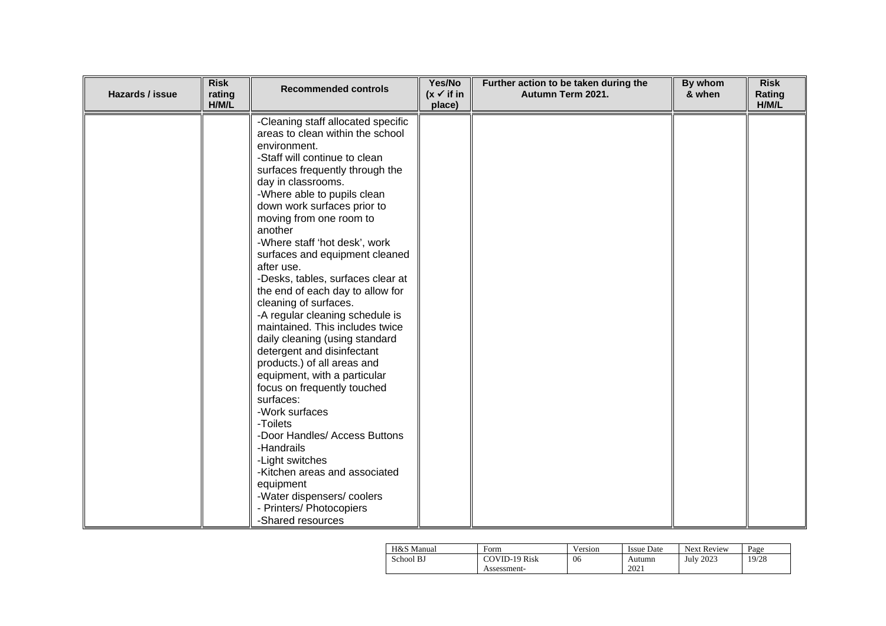| Hazards / issue | Risk rating H/M/L | Recommended controls | Yes/No (x ✓ if in place) | Further action to be taken during the Autumn Term 2021. | By whom & when | Risk Rating H/M/L |
|---|---|---|---|---|---|---|
| | | -Cleaning staff allocated specific areas to clean within the school environment.<br>-Staff will continue to clean surfaces frequently through the day in classrooms.<br>-Where able to pupils clean down work surfaces prior to moving from one room to another<br>-Where staff 'hot desk', work surfaces and equipment cleaned after use.<br>-Desks, tables, surfaces clear at the end of each day to allow for cleaning of surfaces.<br>-A regular cleaning schedule is maintained. This includes twice daily cleaning (using standard detergent and disinfectant products.) of all areas and equipment, with a particular focus on frequently touched surfaces:<br>-Work surfaces<br>-Toilets<br>-Door Handles/ Access Buttons<br>-Handrails<br>-Light switches<br>-Kitchen areas and associated equipment<br>-Water dispensers/ coolers<br>- Printers/ Photocopiers<br>-Shared resources | | | | |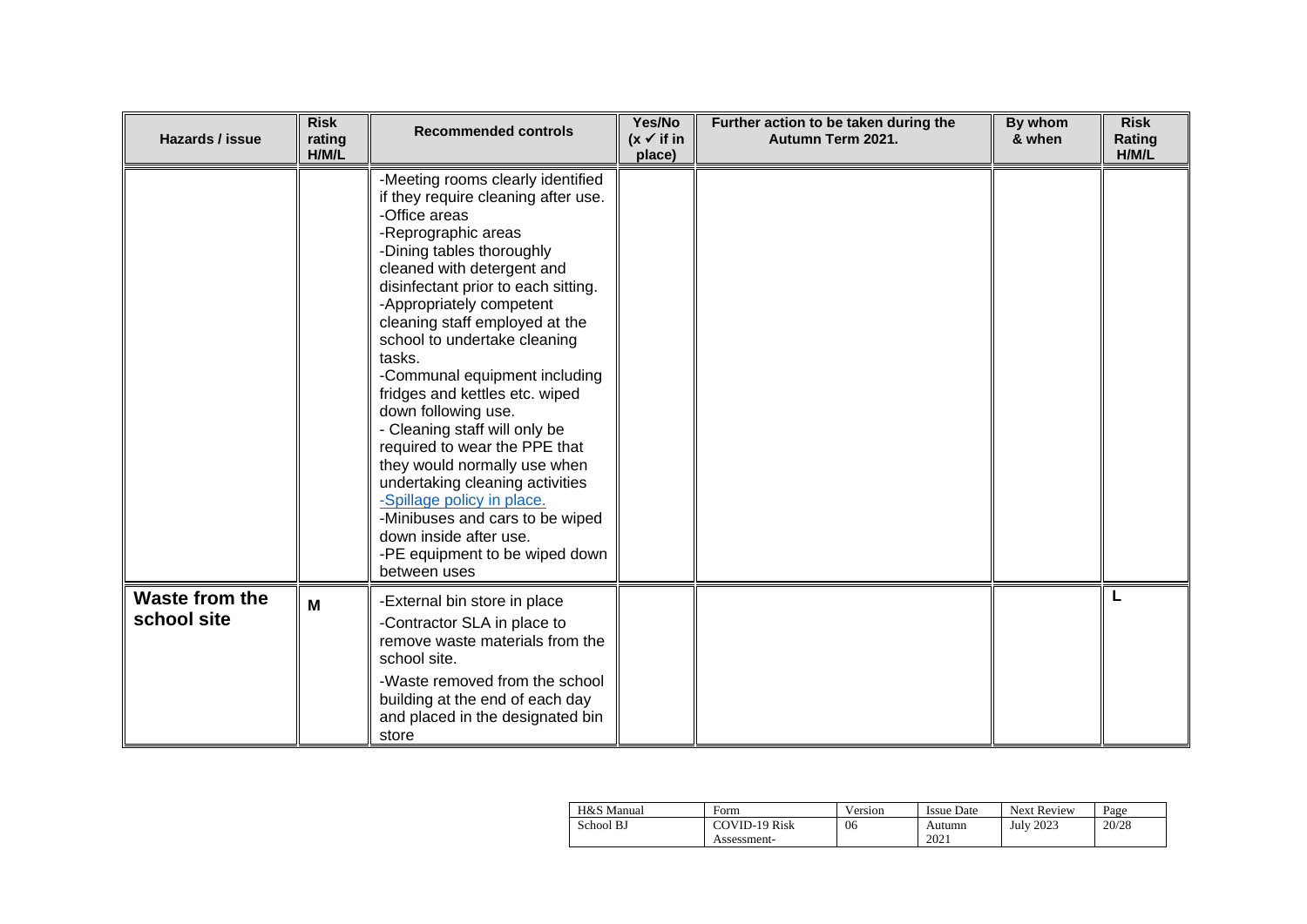| Hazards / issue | Risk rating H/M/L | Recommended controls | Yes/No (x ✓ if in place) | Further action to be taken during the Autumn Term 2021. | By whom & when | Risk Rating H/M/L |
|---|---|---|---|---|---|---|
| | | -Meeting rooms clearly identified if they require cleaning after use.<br>-Office areas<br>-Reprographic areas<br>-Dining tables thoroughly cleaned with detergent and disinfectant prior to each sitting.<br>-Appropriately competent cleaning staff employed at the school to undertake cleaning tasks.<br>-Communal equipment including fridges and kettles etc. wiped down following use.<br>- Cleaning staff will only be required to wear the PPE that they would normally use when undertaking cleaning activities<br>-Spillage policy in place.<br>-Minibuses and cars to be wiped down inside after use.<br>-PE equipment to be wiped down between uses | | | | |
| **Waste from the school site** | **M** | -External bin store in place<br>-Contractor SLA in place to remove waste materials from the school site.<br>-Waste removed from the school building at the end of each day and placed in the designated bin store | | | | **L** |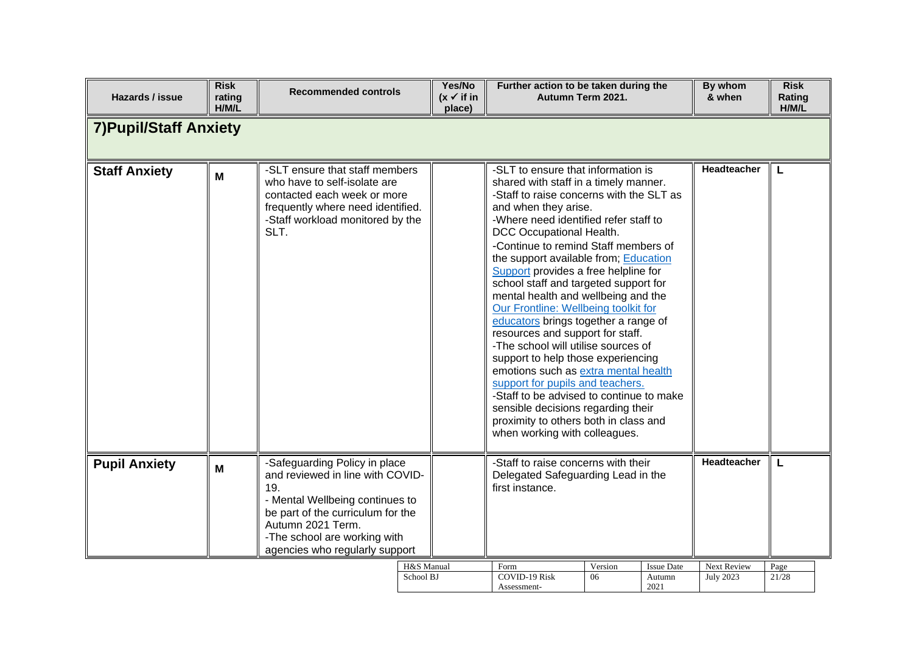| Hazards / issue | Risk rating H/M/L | Recommended controls | Yes/No (x ✓ if in place) | Further action to be taken during the Autumn Term 2021. | By whom & when | Risk Rating H/M/L |
|---|---|---|---|---|---|---|
| **7)Pupil/Staff Anxiety** | | | | | | |
| **Staff Anxiety** | M | -SLT ensure that staff members who have to self-isolate are contacted each week or more frequently where need identified.<br>-Staff workload monitored by the SLT. | | -SLT to ensure that information is shared with staff in a timely manner.<br>-Staff to raise concerns with the SLT as and when they arise.<br>-Where need identified refer staff to DCC Occupational Health.<br>-Continue to remind Staff members of the support available from; Education Support provides a free helpline for school staff and targeted support for mental health and wellbeing and the Our Frontline: Wellbeing toolkit for educators brings together a range of resources and support for staff.<br>-The school will utilise sources of support to help those experiencing emotions such as extra mental health support for pupils and teachers.<br>-Staff to be advised to continue to make sensible decisions regarding their proximity to others both in class and when working with colleagues. | Headteacher | L |
| **Pupil Anxiety** | M | -Safeguarding Policy in place and reviewed in line with COVID-19.<br>- Mental Wellbeing continues to be part of the curriculum for the Autumn 2021 Term.<br>-The school are working with agencies who regularly support | | -Staff to raise concerns with their Delegated Safeguarding Lead in the first instance. | Headteacher | L |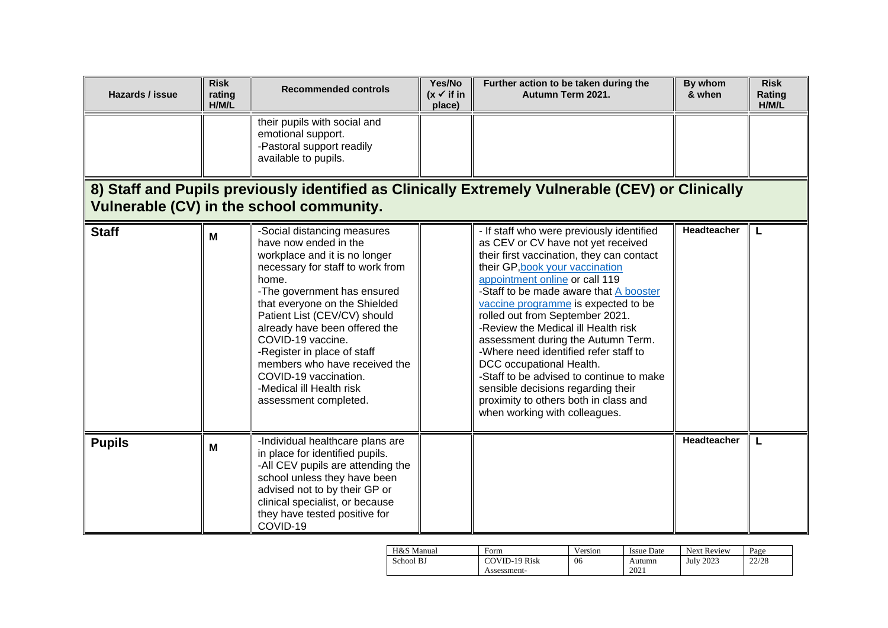| Hazards / issue | Risk rating H/M/L | Recommended controls | Yes/No (x ✓ if in place) | Further action to be taken during the Autumn Term 2021. | By whom & when | Risk Rating H/M/L |
|---|---|---|---|---|---|---|
| | | their pupils with social and emotional support.<br>-Pastoral support readily available to pupils. | | | | |

## 8) Staff and Pupils previously identified as Clinically Extremely Vulnerable (CEV) or Clinically Vulnerable (CV) in the school community.

| Hazards / issue | Risk rating H/M/L | Recommended controls | Yes/No (x ✓ if in place) | Further action to be taken during the Autumn Term 2021. | By whom & when | Risk Rating H/M/L |
|---|---|---|---|---|---|---|
| **Staff** | **M** | -Social distancing measures have now ended in the workplace and it is no longer necessary for staff to work from home.<br>-The government has ensured that everyone on the Shielded Patient List (CEV/CV) should already have been offered the COVID-19 vaccine.<br>-Register in place of staff members who have received the COVID-19 vaccination.<br>-Medical ill Health risk assessment completed. | | - If staff who were previously identified as CEV or CV have not yet received their first vaccination, they can contact their GP, [book your vaccination appointment online]() or call 119<br>-Staff to be made aware that [A booster vaccine programme]() is expected to be rolled out from September 2021.<br>-Review the Medical ill Health risk assessment during the Autumn Term.<br>-Where need identified refer staff to DCC occupational Health.<br>-Staff to be advised to continue to make sensible decisions regarding their proximity to others both in class and when working with colleagues. | **Headteacher** | **L** |
| **Pupils** | **M** | -Individual healthcare plans are in place for identified pupils.<br>-All CEV pupils are attending the school unless they have been advised not to by their GP or clinical specialist, or because they have tested positive for COVID-19 | | | **Headteacher** | **L** |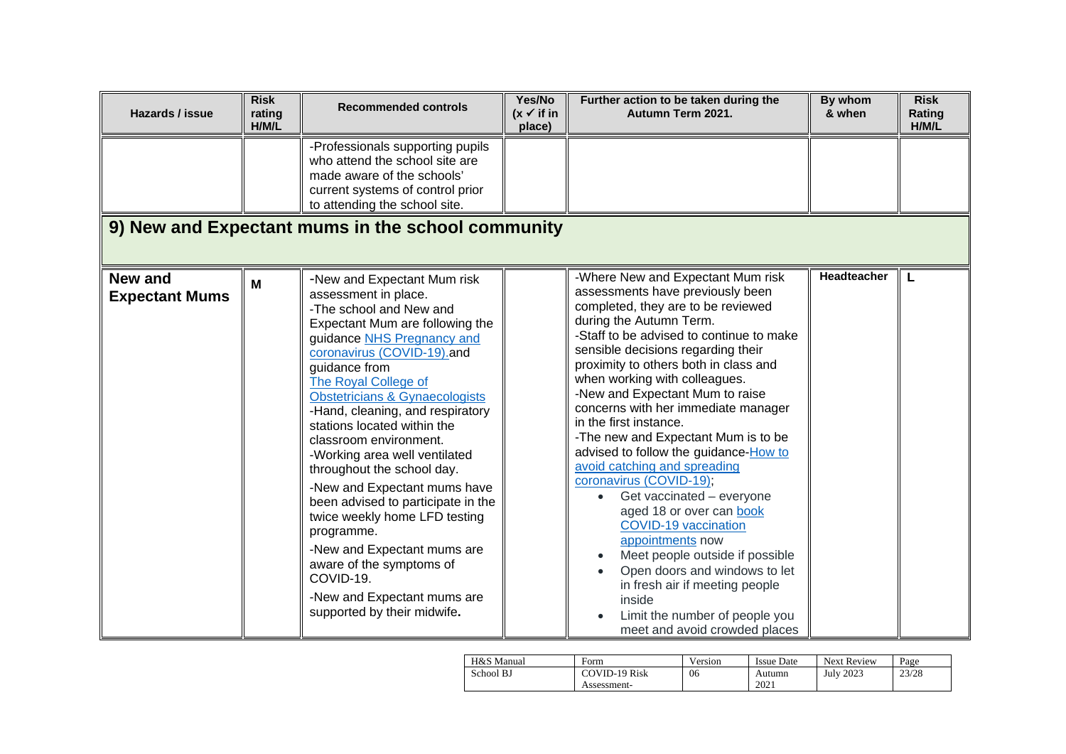| Hazards / issue | Risk rating H/M/L | Recommended controls | Yes/No (x ✓ if in place) | Further action to be taken during the Autumn Term 2021. | By whom & when | Risk Rating H/M/L |
|---|---|---|---|---|---|---|
| | | -Professionals supporting pupils who attend the school site are made aware of the schools' current systems of control prior to attending the school site. | | | | |
| **9) New and Expectant mums in the school community** | | | | | | |
| **New and Expectant Mums** | **M** | -New and Expectant Mum risk assessment in place.<br>-The school and New and Expectant Mum are following the guidance NHS Pregnancy and coronavirus (COVID-19). and guidance from The Royal College of Obstetricians & Gynaecologists<br>-Hand, cleaning, and respiratory stations located within the classroom environment.<br>-Working area well ventilated throughout the school day.<br>-New and Expectant mums have been advised to participate in the twice weekly home LFD testing programme.<br>-New and Expectant mums are aware of the symptoms of COVID-19.<br>-New and Expectant mums are supported by their midwife**.** | | -Where New and Expectant Mum risk assessments have previously been completed, they are to be reviewed during the Autumn Term.<br>-Staff to be advised to continue to make sensible decisions regarding their proximity to others both in class and when working with colleagues.<br>-New and Expectant Mum to raise concerns with her immediate manager in the first instance.<br>-The new and Expectant Mum is to be advised to follow the guidance-How to avoid catching and spreading coronavirus (COVID-19);<br>• Get vaccinated – everyone aged 18 or over can book COVID-19 vaccination appointments now<br>• Meet people outside if possible<br>• Open doors and windows to let in fresh air if meeting people inside<br>• Limit the number of people you meet and avoid crowded places | **Headteacher** | **L** |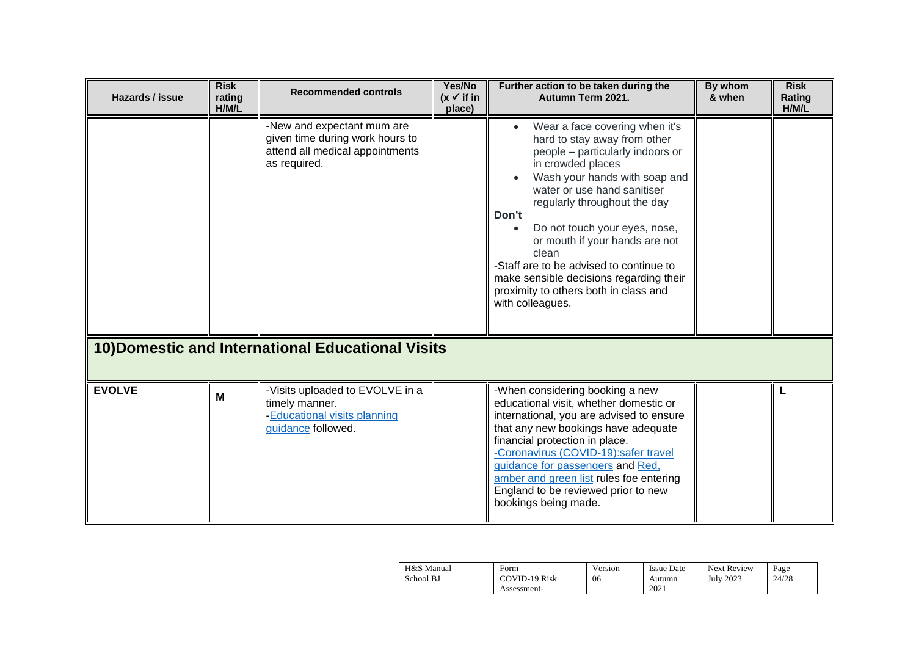| Hazards / issue | Risk rating H/M/L | Recommended controls | Yes/No (x ✓ if in place) | Further action to be taken during the Autumn Term 2021. | By whom & when | Risk Rating H/M/L |
|---|---|---|---|---|---|---|
| | | -New and expectant mum are given time during work hours to attend all medical appointments as required. | | • Wear a face covering when it's hard to stay away from other people – particularly indoors or in crowded places<br>• Wash your hands with soap and water or use hand sanitiser regularly throughout the day<br>**Don't**<br>• Do not touch your eyes, nose, or mouth if your hands are not clean<br>-Staff are to be advised to continue to make sensible decisions regarding their proximity to others both in class and with colleagues. | | |
| **10)Domestic and International Educational Visits** | | | | | | |
| **EVOLVE** | **M** | -Visits uploaded to EVOLVE in a timely manner.<br>-Educational visits planning guidance followed. | | -When considering booking a new educational visit, whether domestic or international, you are advised to ensure that any new bookings have adequate financial protection in place.<br>-Coronavirus (COVID-19):safer travel guidance for passengers and Red, amber and green list rules foe entering England to be reviewed prior to new bookings being made. | | **L** |

| H&S Manual | Form | Version | Issue Date | Next Review | Page |
|---|---|---|---|---|---|
| School BJ | COVID-19 Risk Assessment- | 06 | Autumn 2021 | July 2023 | 24/28 |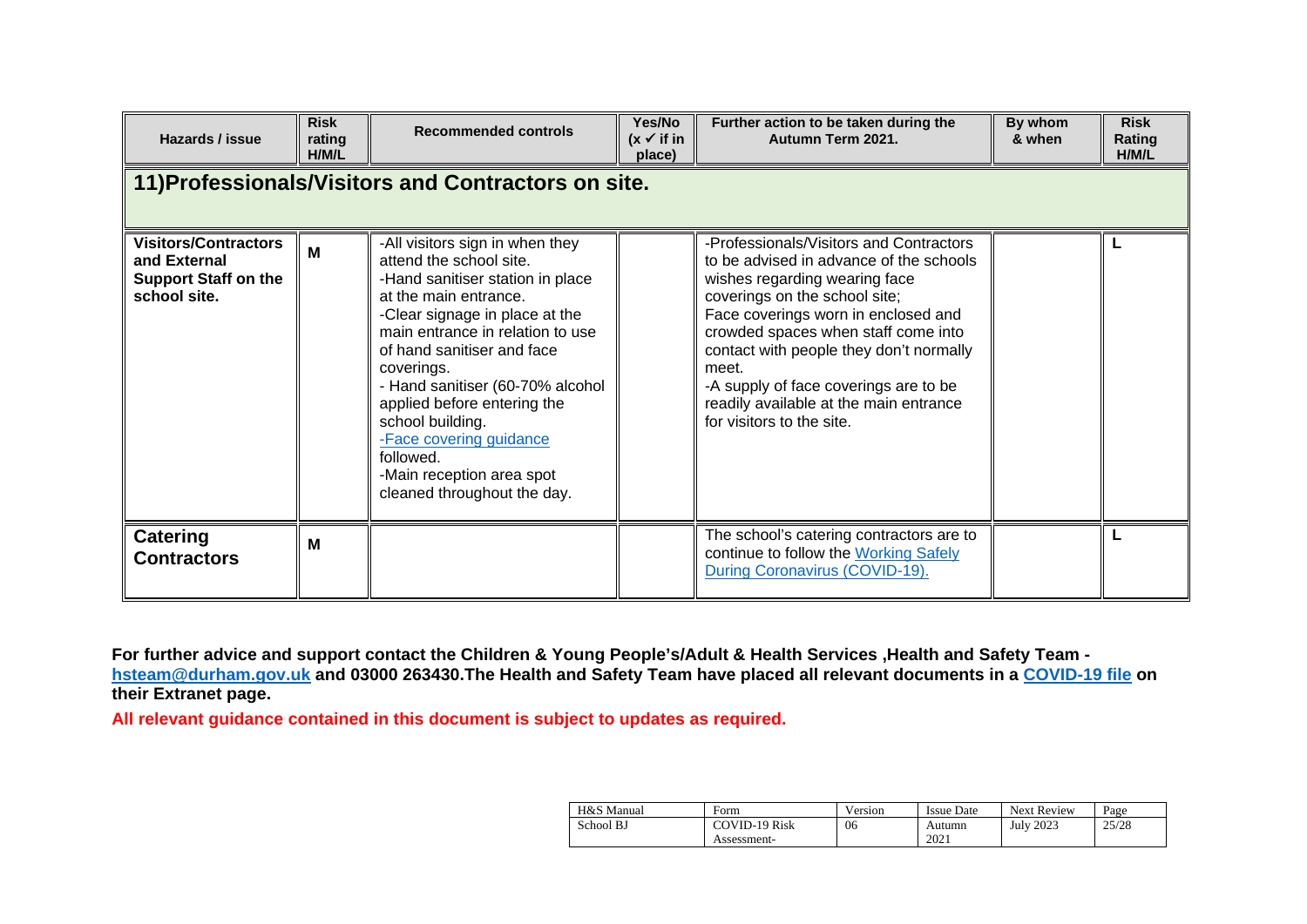| Hazards / issue | Risk rating H/M/L | Recommended controls | Yes/No (x ✓ if in place) | Further action to be taken during the Autumn Term 2021. | By whom & when | Risk Rating H/M/L |
|---|---|---|---|---|---|---|
| **11)Professionals/Visitors and Contractors on site.** | | | | | | |
| **Visitors/Contractors and External Support Staff on the school site.** | M | -All visitors sign in when they attend the school site.<br>-Hand sanitiser station in place at the main entrance.<br>-Clear signage in place at the main entrance in relation to use of hand sanitiser and face coverings.<br>- Hand sanitiser (60-70% alcohol applied before entering the school building.<br>-Face covering guidance followed.<br>-Main reception area spot cleaned throughout the day. | | -Professionals/Visitors and Contractors to be advised in advance of the schools wishes regarding wearing face coverings on the school site;<br>Face coverings worn in enclosed and crowded spaces when staff come into contact with people they don't normally meet.<br>-A supply of face coverings are to be readily available at the main entrance for visitors to the site. | | L |
| **Catering Contractors** | M | | | The school's catering contractors are to continue to follow the Working Safely During Coronavirus (COVID-19). | | L |

**For further advice and support contact the Children & Young People's/Adult & Health Services ,Health and Safety Team - hsteam@durham.gov.uk and 03000 263430.The Health and Safety Team have placed all relevant documents in a COVID-19 file on their Extranet page.**

**All relevant guidance contained in this document is subject to updates as required.**

| H&S Manual | Form | Version | Issue Date | Next Review | Page |
|---|---|---|---|---|---|
| School BJ | COVID-19 Risk Assessment- | 06 | Autumn 2021 | July 2023 | 25/28 |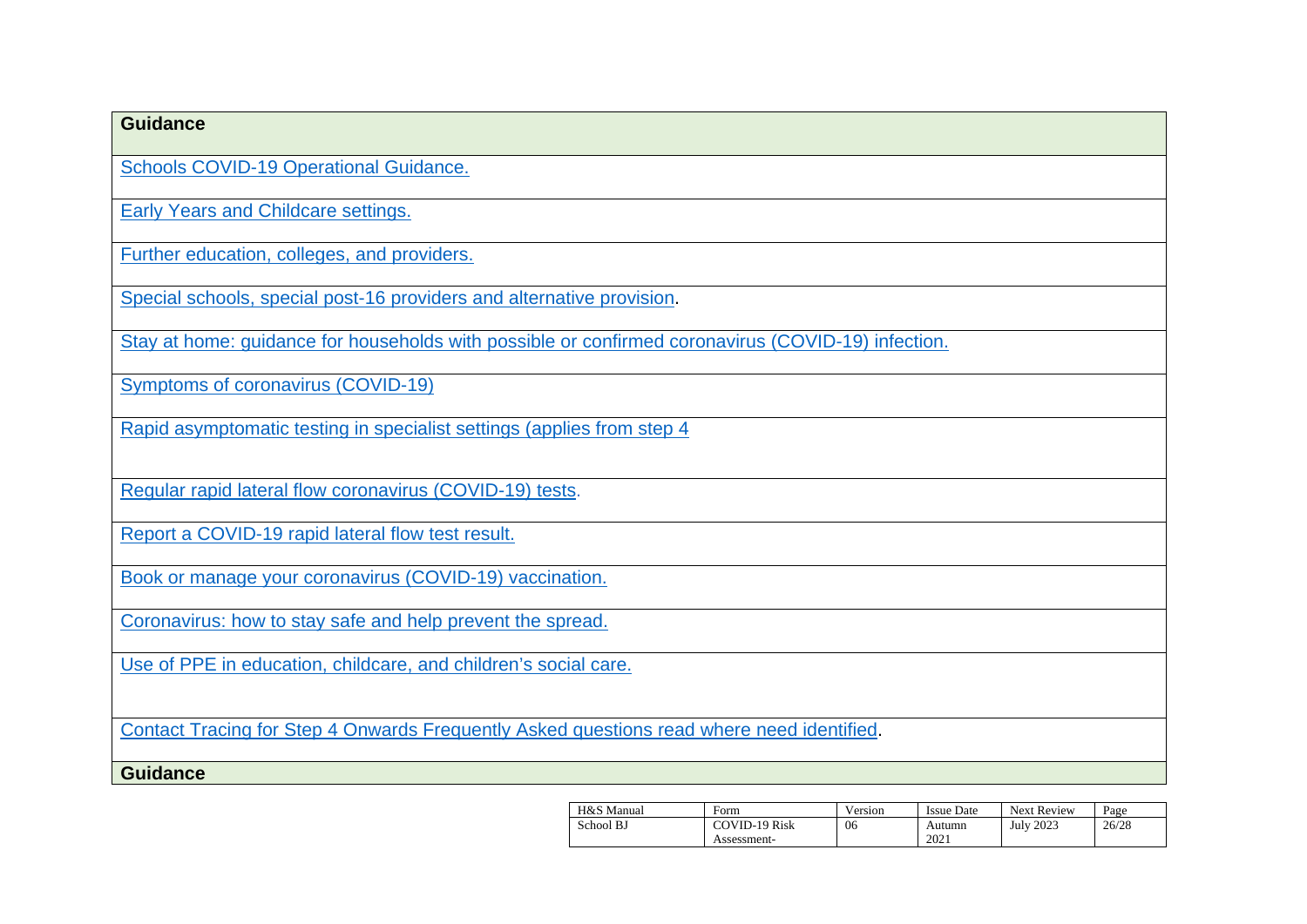| Guidance |
| --- |
| Schools COVID-19 Operational Guidance. |
| Early Years and Childcare settings. |
| Further education, colleges, and providers. |
| Special schools, special post-16 providers and alternative provision. |
| Stay at home: guidance for households with possible or confirmed coronavirus (COVID-19) infection. |
| Symptoms of coronavirus (COVID-19) |
| Rapid asymptomatic testing in specialist settings (applies from step 4 |
| Regular rapid lateral flow coronavirus (COVID-19) tests. |
| Report a COVID-19 rapid lateral flow test result. |
| Book or manage your coronavirus (COVID-19) vaccination. |
| Coronavirus: how to stay safe and help prevent the spread. |
| Use of PPE in education, childcare, and children's social care. |
| Contact Tracing for Step 4 Onwards Frequently Asked questions read where need identified. |
| **Guidance** |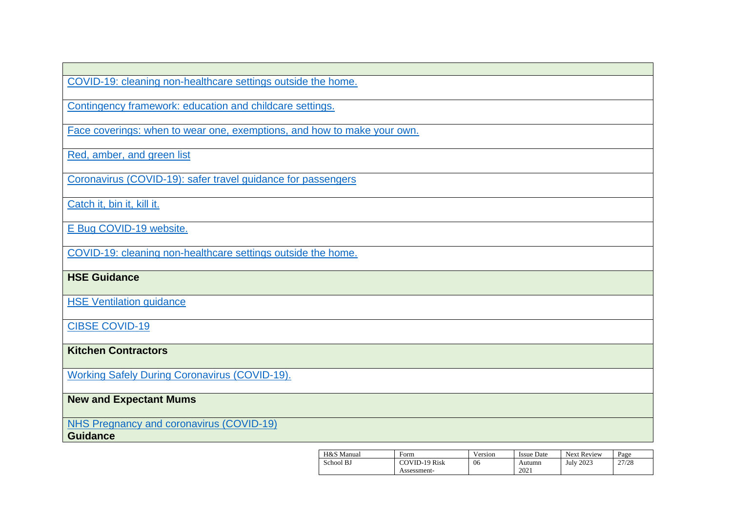| |
|---|
| COVID-19: cleaning non-healthcare settings outside the home. |
| Contingency framework: education and childcare settings. |
| Face coverings: when to wear one, exemptions, and how to make your own. |
| Red, amber, and green list |
| Coronavirus (COVID-19): safer travel guidance for passengers |
| Catch it, bin it, kill it. |
| E Bug COVID-19 website. |
| COVID-19: cleaning non-healthcare settings outside the home. |
| **HSE Guidance** |
| HSE Ventilation guidance |
| CIBSE COVID-19 |
| **Kitchen Contractors** |
| Working Safely During Coronavirus (COVID-19). |
| **New and Expectant Mums** |
| NHS Pregnancy and coronavirus (COVID-19) **Guidance** |

| H&S Manual | Form | Version | Issue Date | Next Review | Page |
|---|---|---|---|---|---|
| School BJ | COVID-19 Risk Assessment- | 06 | Autumn 2021 | July 2023 | 27/28 |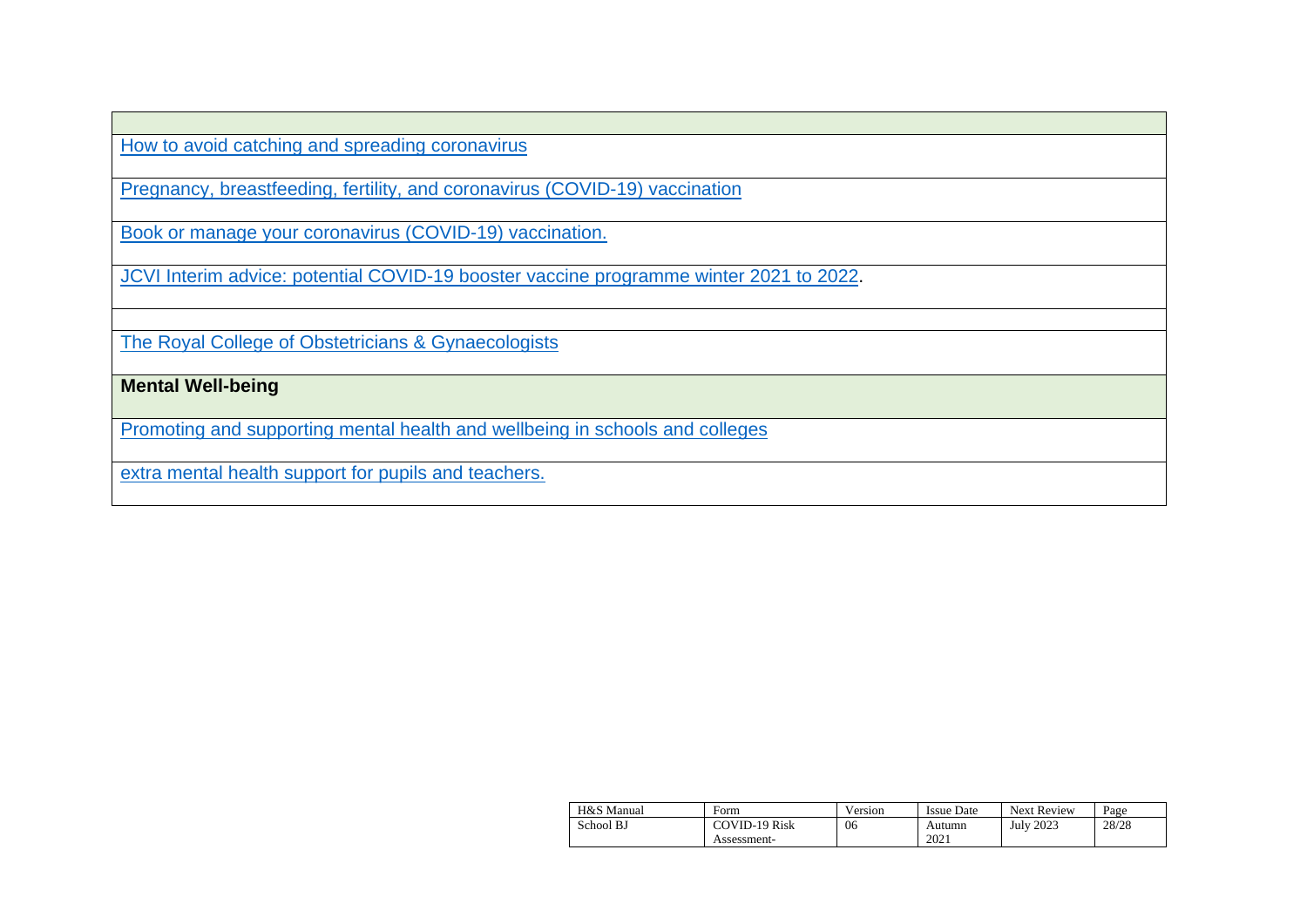| |
|---|
| |
| How to avoid catching and spreading coronavirus |
| Pregnancy, breastfeeding, fertility, and coronavirus (COVID-19) vaccination |
| Book or manage your coronavirus (COVID-19) vaccination. |
| JCVI Interim advice: potential COVID-19 booster vaccine programme winter 2021 to 2022. |
| |
| The Royal College of Obstetricians & Gynaecologists |
| **Mental Well-being** |
| Promoting and supporting mental health and wellbeing in schools and colleges |
| extra mental health support for pupils and teachers. |